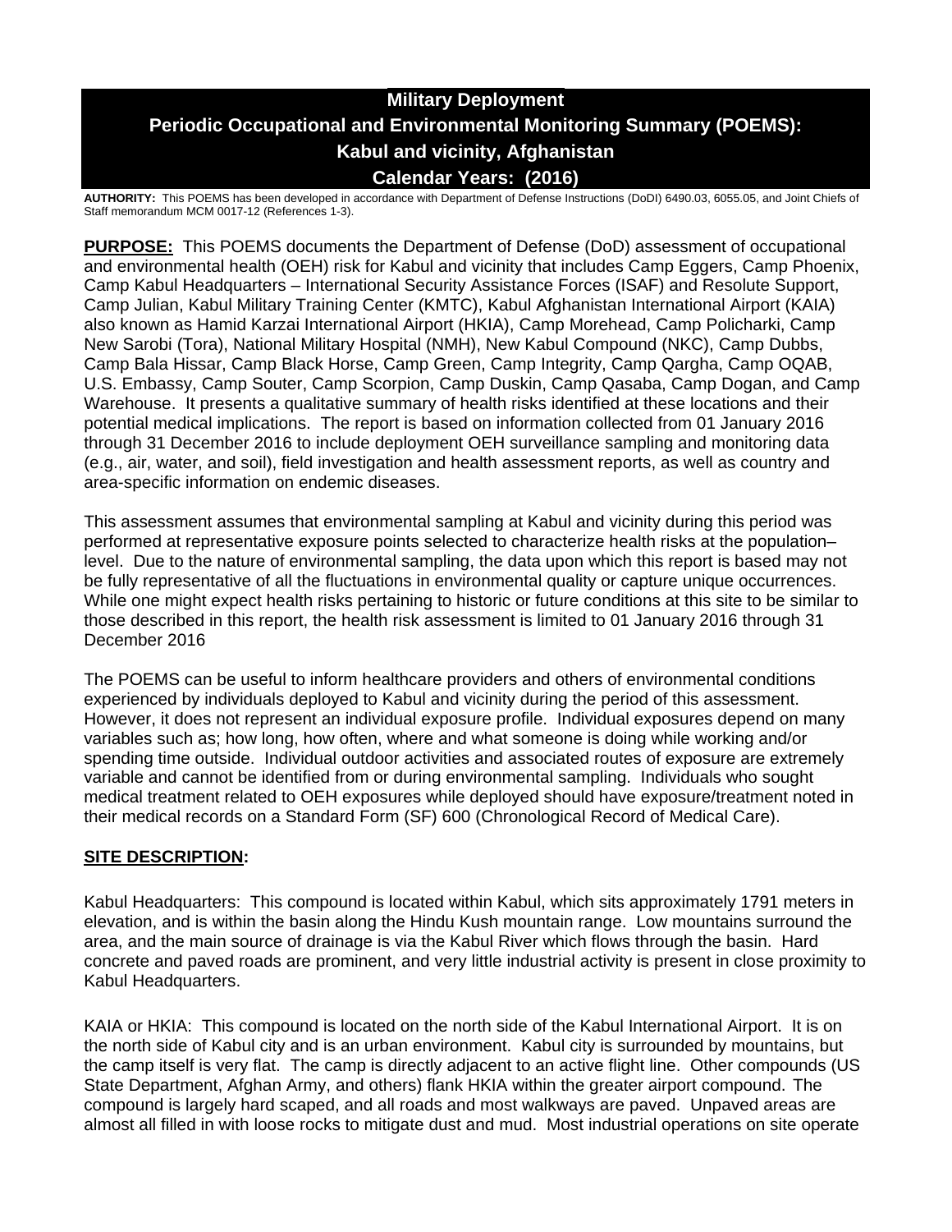# Military Deployment
# Periodic Occupational and Environmental Monitoring Summary (POEMS):
# Kabul and vicinity, Afghanistan
# Calendar Years: (2016)

**AUTHORITY:** This POEMS has been developed in accordance with Department of Defense Instructions (DoDI) 6490.03, 6055.05, and Joint Chiefs of Staff memorandum MCM 0017-12 (References 1-3).

**PURPOSE:** This POEMS documents the Department of Defense (DoD) assessment of occupational and environmental health (OEH) risk for Kabul and vicinity that includes Camp Eggers, Camp Phoenix, Camp Kabul Headquarters – International Security Assistance Forces (ISAF) and Resolute Support, Camp Julian, Kabul Military Training Center (KMTC), Kabul Afghanistan International Airport (KAIA) also known as Hamid Karzai International Airport (HKIA), Camp Morehead, Camp Policharki, Camp New Sarobi (Tora), National Military Hospital (NMH), New Kabul Compound (NKC), Camp Dubbs, Camp Bala Hissar, Camp Black Horse, Camp Green, Camp Integrity, Camp Qargha, Camp OQAB, U.S. Embassy, Camp Souter, Camp Scorpion, Camp Duskin, Camp Qasaba, Camp Dogan, and Camp Warehouse. It presents a qualitative summary of health risks identified at these locations and their potential medical implications. The report is based on information collected from 01 January 2016 through 31 December 2016 to include deployment OEH surveillance sampling and monitoring data (e.g., air, water, and soil), field investigation and health assessment reports, as well as country and area-specific information on endemic diseases.

This assessment assumes that environmental sampling at Kabul and vicinity during this period was performed at representative exposure points selected to characterize health risks at the population–level. Due to the nature of environmental sampling, the data upon which this report is based may not be fully representative of all the fluctuations in environmental quality or capture unique occurrences. While one might expect health risks pertaining to historic or future conditions at this site to be similar to those described in this report, the health risk assessment is limited to 01 January 2016 through 31 December 2016

The POEMS can be useful to inform healthcare providers and others of environmental conditions experienced by individuals deployed to Kabul and vicinity during the period of this assessment. However, it does not represent an individual exposure profile. Individual exposures depend on many variables such as; how long, how often, where and what someone is doing while working and/or spending time outside. Individual outdoor activities and associated routes of exposure are extremely variable and cannot be identified from or during environmental sampling. Individuals who sought medical treatment related to OEH exposures while deployed should have exposure/treatment noted in their medical records on a Standard Form (SF) 600 (Chronological Record of Medical Care).

## SITE DESCRIPTION:

Kabul Headquarters: This compound is located within Kabul, which sits approximately 1791 meters in elevation, and is within the basin along the Hindu Kush mountain range. Low mountains surround the area, and the main source of drainage is via the Kabul River which flows through the basin. Hard concrete and paved roads are prominent, and very little industrial activity is present in close proximity to Kabul Headquarters.

KAIA or HKIA: This compound is located on the north side of the Kabul International Airport. It is on the north side of Kabul city and is an urban environment. Kabul city is surrounded by mountains, but the camp itself is very flat. The camp is directly adjacent to an active flight line. Other compounds (US State Department, Afghan Army, and others) flank HKIA within the greater airport compound. The compound is largely hard scaped, and all roads and most walkways are paved. Unpaved areas are almost all filled in with loose rocks to mitigate dust and mud. Most industrial operations on site operate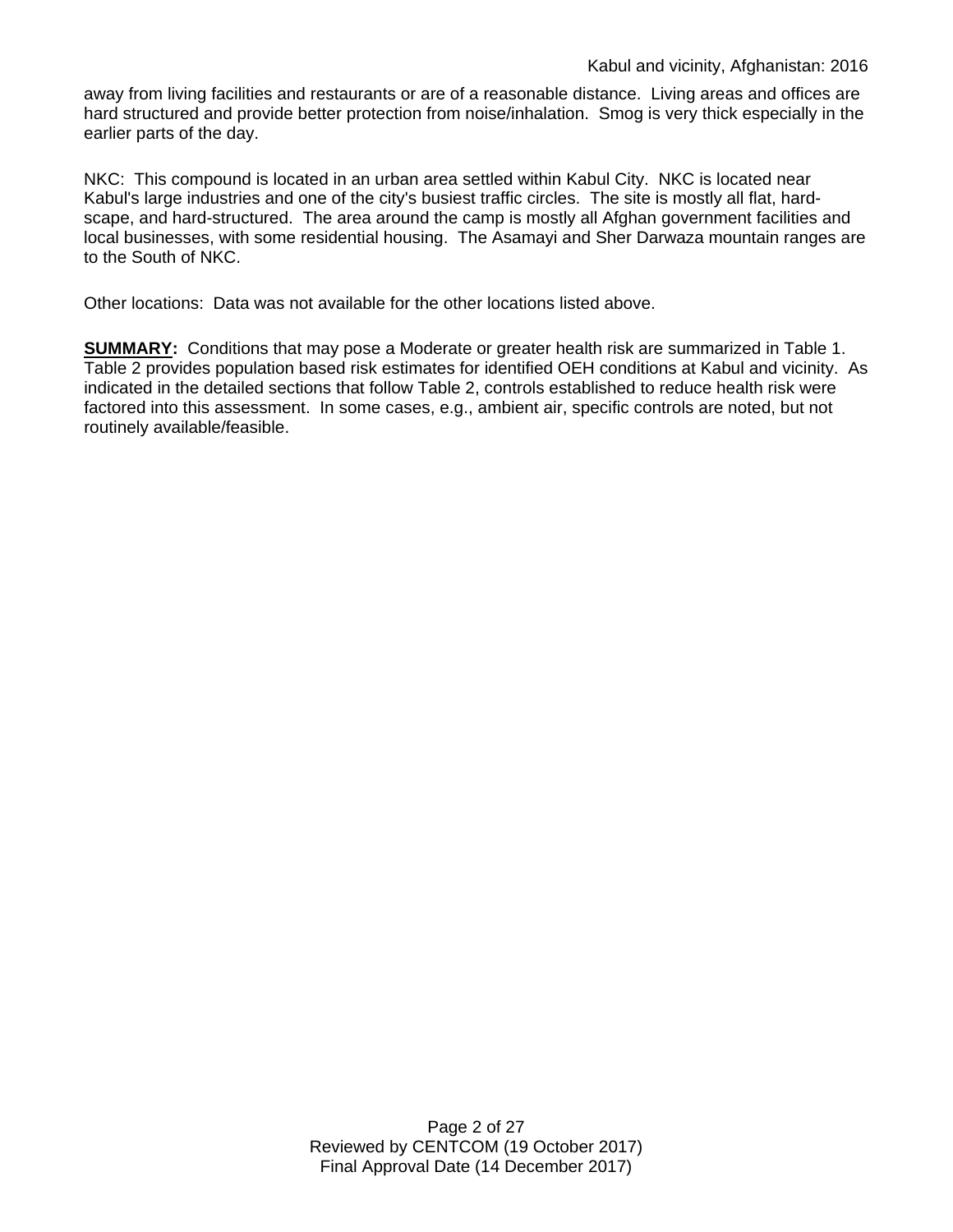away from living facilities and restaurants or are of a reasonable distance. Living areas and offices are hard structured and provide better protection from noise/inhalation. Smog is very thick especially in the earlier parts of the day.

NKC: This compound is located in an urban area settled within Kabul City. NKC is located near Kabul's large industries and one of the city's busiest traffic circles. The site is mostly all flat, hard-scape, and hard-structured. The area around the camp is mostly all Afghan government facilities and local businesses, with some residential housing. The Asamayi and Sher Darwaza mountain ranges are to the South of NKC.

Other locations: Data was not available for the other locations listed above.

**SUMMARY:** Conditions that may pose a Moderate or greater health risk are summarized in Table 1. Table 2 provides population based risk estimates for identified OEH conditions at Kabul and vicinity. As indicated in the detailed sections that follow Table 2, controls established to reduce health risk were factored into this assessment. In some cases, e.g., ambient air, specific controls are noted, but not routinely available/feasible.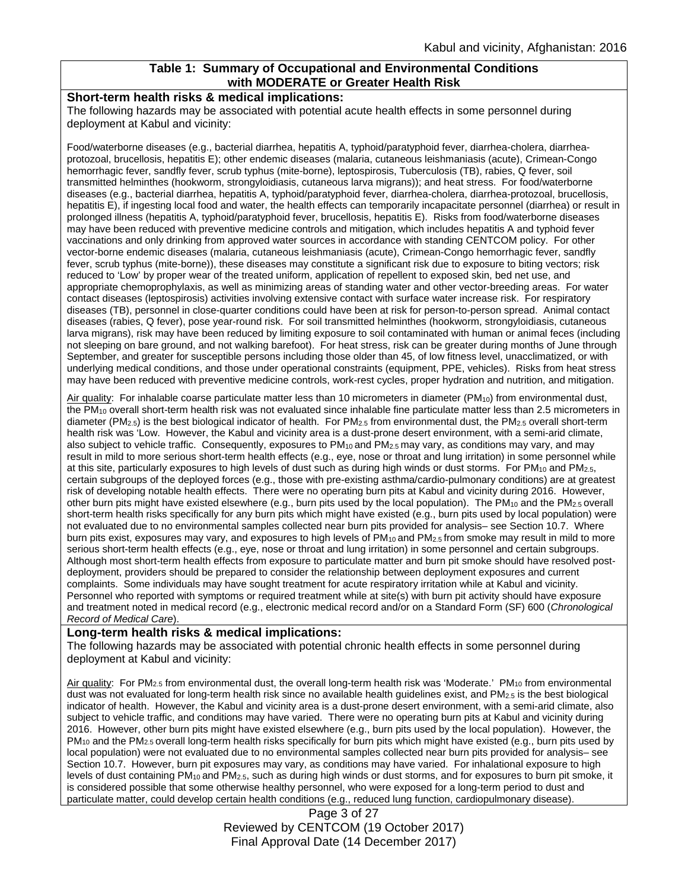### Table 1: Summary of Occupational and Environmental Conditions with MODERATE or Greater Health Risk

**Short-term health risks & medical implications:**

The following hazards may be associated with potential acute health effects in some personnel during deployment at Kabul and vicinity:

Food/waterborne diseases (e.g., bacterial diarrhea, hepatitis A, typhoid/paratyphoid fever, diarrhea-cholera, diarrhea-protozoal, brucellosis, hepatitis E); other endemic diseases (malaria, cutaneous leishmaniasis (acute), Crimean-Congo hemorrhagic fever, sandfly fever, scrub typhus (mite-borne), leptospirosis, Tuberculosis (TB), rabies, Q fever, soil transmitted helminthes (hookworm, strongyloidiasis, cutaneous larva migrans)); and heat stress. For food/waterborne diseases (e.g., bacterial diarrhea, hepatitis A, typhoid/paratyphoid fever, diarrhea-cholera, diarrhea-protozoal, brucellosis, hepatitis E), if ingesting local food and water, the health effects can temporarily incapacitate personnel (diarrhea) or result in prolonged illness (hepatitis A, typhoid/paratyphoid fever, brucellosis, hepatitis E). Risks from food/waterborne diseases may have been reduced with preventive medicine controls and mitigation, which includes hepatitis A and typhoid fever vaccinations and only drinking from approved water sources in accordance with standing CENTCOM policy. For other vector-borne endemic diseases (malaria, cutaneous leishmaniasis (acute), Crimean-Congo hemorrhagic fever, sandfly fever, scrub typhus (mite-borne)), these diseases may constitute a significant risk due to exposure to biting vectors; risk reduced to 'Low' by proper wear of the treated uniform, application of repellent to exposed skin, bed net use, and appropriate chemoprophylaxis, as well as minimizing areas of standing water and other vector-breeding areas. For water contact diseases (leptospirosis) activities involving extensive contact with surface water increase risk. For respiratory diseases (TB), personnel in close-quarter conditions could have been at risk for person-to-person spread. Animal contact diseases (rabies, Q fever), pose year-round risk. For soil transmitted helminthes (hookworm, strongyloidiasis, cutaneous larva migrans), risk may have been reduced by limiting exposure to soil contaminated with human or animal feces (including not sleeping on bare ground, and not walking barefoot). For heat stress, risk can be greater during months of June through September, and greater for susceptible persons including those older than 45, of low fitness level, unacclimatized, or with underlying medical conditions, and those under operational constraints (equipment, PPE, vehicles). Risks from heat stress may have been reduced with preventive medicine controls, work-rest cycles, proper hydration and nutrition, and mitigation.

Air quality: For inhalable coarse particulate matter less than 10 micrometers in diameter ($PM_{10}$) from environmental dust, the $PM_{10}$ overall short-term health risk was not evaluated since inhalable fine particulate matter less than 2.5 micrometers in diameter ($PM_{2.5}$) is the best biological indicator of health. For $PM_{2.5}$ from environmental dust, the $PM_{2.5}$ overall short-term health risk was 'Low. However, the Kabul and vicinity area is a dust-prone desert environment, with a semi-arid climate, also subject to vehicle traffic. Consequently, exposures to $PM_{10}$ and $PM_{2.5}$ may vary, as conditions may vary, and may result in mild to more serious short-term health effects (e.g., eye, nose or throat and lung irritation) in some personnel while at this site, particularly exposures to high levels of dust such as during high winds or dust storms. For $PM_{10}$ and $PM_{2.5}$, certain subgroups of the deployed forces (e.g., those with pre-existing asthma/cardio-pulmonary conditions) are at greatest risk of developing notable health effects. There were no operating burn pits at Kabul and vicinity during 2016. However, other burn pits might have existed elsewhere (e.g., burn pits used by the local population). The $PM_{10}$ and the $PM_{2.5}$ overall short-term health risks specifically for any burn pits which might have existed (e.g., burn pits used by local population) were not evaluated due to no environmental samples collected near burn pits provided for analysis– see Section 10.7. Where burn pits exist, exposures may vary, and exposures to high levels of $PM_{10}$ and $PM_{2.5}$ from smoke may result in mild to more serious short-term health effects (e.g., eye, nose or throat and lung irritation) in some personnel and certain subgroups. Although most short-term health effects from exposure to particulate matter and burn pit smoke should have resolved post-deployment, providers should be prepared to consider the relationship between deployment exposures and current complaints. Some individuals may have sought treatment for acute respiratory irritation while at Kabul and vicinity. Personnel who reported with symptoms or required treatment while at site(s) with burn pit activity should have exposure and treatment noted in medical record (e.g., electronic medical record and/or on a Standard Form (SF) 600 (*Chronological Record of Medical Care*).

**Long-term health risks & medical implications:**

The following hazards may be associated with potential chronic health effects in some personnel during deployment at Kabul and vicinity:

Air quality: For $PM_{2.5}$ from environmental dust, the overall long-term health risk was 'Moderate.' $PM_{10}$ from environmental dust was not evaluated for long-term health risk since no available health guidelines exist, and $PM_{2.5}$ is the best biological indicator of health. However, the Kabul and vicinity area is a dust-prone desert environment, with a semi-arid climate, also subject to vehicle traffic, and conditions may have varied. There were no operating burn pits at Kabul and vicinity during 2016. However, other burn pits might have existed elsewhere (e.g., burn pits used by the local population). However, the $PM_{10}$ and the $PM_{2.5}$ overall long-term health risks specifically for burn pits which might have existed (e.g., burn pits used by local population) were not evaluated due to no environmental samples collected near burn pits provided for analysis– see Section 10.7. However, burn pit exposures may vary, as conditions may have varied. For inhalational exposure to high levels of dust containing $PM_{10}$ and $PM_{2.5}$, such as during high winds or dust storms, and for exposures to burn pit smoke, it is considered possible that some otherwise healthy personnel, who were exposed for a long-term period to dust and particulate matter, could develop certain health conditions (e.g., reduced lung function, cardiopulmonary disease).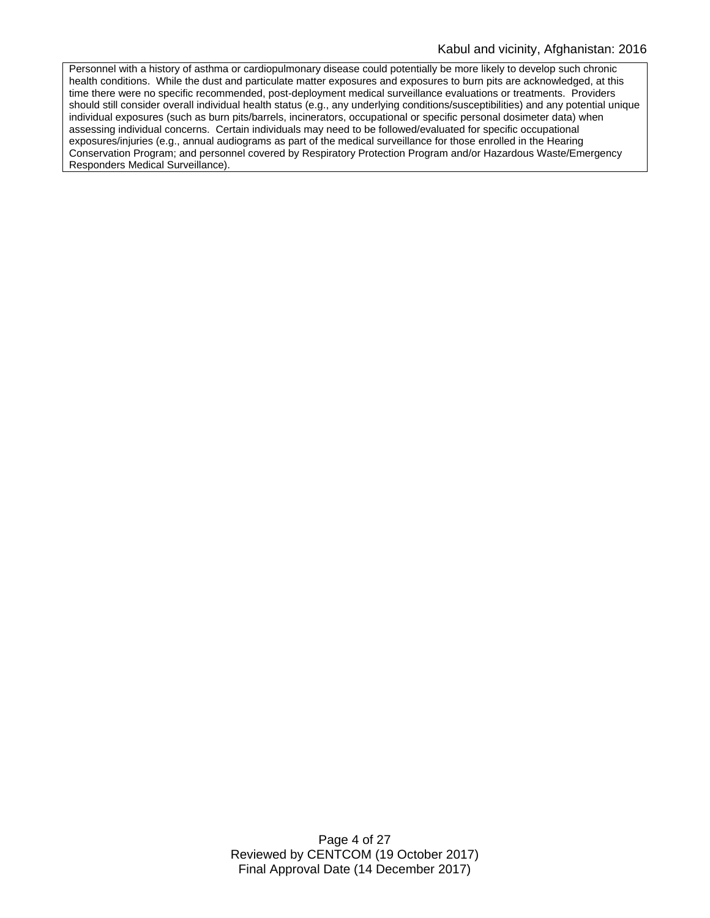Personnel with a history of asthma or cardiopulmonary disease could potentially be more likely to develop such chronic health conditions. While the dust and particulate matter exposures and exposures to burn pits are acknowledged, at this time there were no specific recommended, post-deployment medical surveillance evaluations or treatments. Providers should still consider overall individual health status (e.g., any underlying conditions/susceptibilities) and any potential unique individual exposures (such as burn pits/barrels, incinerators, occupational or specific personal dosimeter data) when assessing individual concerns. Certain individuals may need to be followed/evaluated for specific occupational exposures/injuries (e.g., annual audiograms as part of the medical surveillance for those enrolled in the Hearing Conservation Program; and personnel covered by Respiratory Protection Program and/or Hazardous Waste/Emergency Responders Medical Surveillance).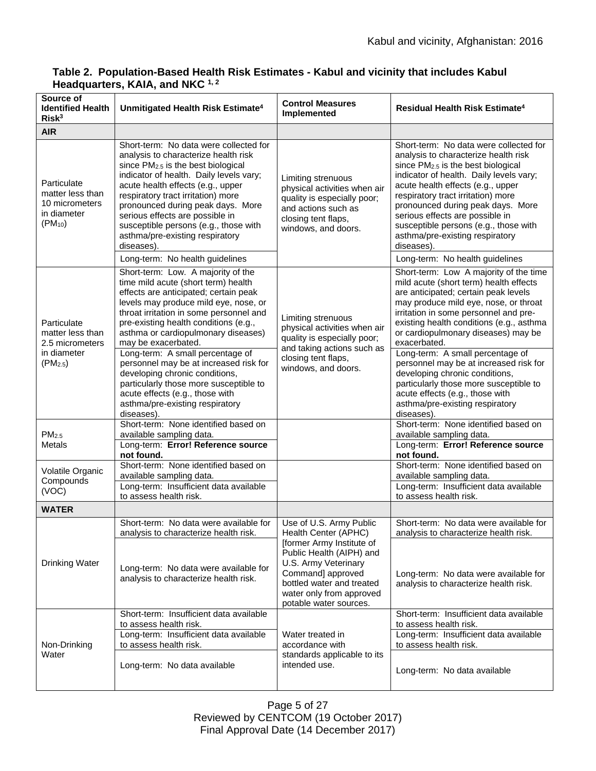**Table 2. Population-Based Health Risk Estimates - Kabul and vicinity that includes Kabul Headquarters, KAIA, and NKC [1, 2]**

| Source of Identified Health Risk[3] | Unmitigated Health Risk Estimate[4] | Control Measures Implemented | Residual Health Risk Estimate[4] |
|---|---|---|---|
| **AIR** | | | |
| Particulate matter less than 10 micrometers in diameter ($PM_{10}$) | Short-term: No data were collected for analysis to characterize health risk since $PM_{2.5}$ is the best biological indicator of health. Daily levels vary; acute health effects (e.g., upper respiratory tract irritation) more pronounced during peak days. More serious effects are possible in susceptible persons (e.g., those with asthma/pre-existing respiratory diseases). | Limiting strenuous physical activities when air quality is especially poor; and actions such as closing tent flaps, windows, and doors. | Short-term: No data were collected for analysis to characterize health risk since $PM_{2.5}$ is the best biological indicator of health. Daily levels vary; acute health effects (e.g., upper respiratory tract irritation) more pronounced during peak days. More serious effects are possible in susceptible persons (e.g., those with asthma/pre-existing respiratory diseases). |
| | Long-term: No health guidelines | | Long-term: No health guidelines |
| Particulate matter less than 2.5 micrometers in diameter ($PM_{2.5}$) | Short-term: Low. A majority of the time mild acute (short term) health effects are anticipated; certain peak levels may produce mild eye, nose, or throat irritation in some personnel and pre-existing health conditions (e.g., asthma or cardiopulmonary diseases) may be exacerbated. | Limiting strenuous physical activities when air quality is especially poor; and taking actions such as closing tent flaps, windows, and doors. | Short-term: Low A majority of the time mild acute (short term) health effects are anticipated; certain peak levels may produce mild eye, nose, or throat irritation in some personnel and pre-existing health conditions (e.g., asthma or cardiopulmonary diseases) may be exacerbated. |
| | Long-term: A small percentage of personnel may be at increased risk for developing chronic conditions, particularly those more susceptible to acute effects (e.g., those with asthma/pre-existing respiratory diseases). | | Long-term: A small percentage of personnel may be at increased risk for developing chronic conditions, particularly those more susceptible to acute effects (e.g., those with asthma/pre-existing respiratory diseases). |
| $PM_{2.5}$ Metals | Short-term: None identified based on available sampling data. | | Short-term: None identified based on available sampling data. |
| | Long-term: **Error! Reference source not found.** | | Long-term: **Error! Reference source not found.** |
| Volatile Organic Compounds (VOC) | Short-term: None identified based on available sampling data. | | Short-term: None identified based on available sampling data. |
| | Long-term: Insufficient data available to assess health risk. | | Long-term: Insufficient data available to assess health risk. |
| **WATER** | | | |
| Drinking Water | Short-term: No data were available for analysis to characterize health risk. | Use of U.S. Army Public Health Center (APHC) [former Army Institute of Public Health (AIPH) and U.S. Army Veterinary Command] approved bottled water and treated water only from approved potable water sources. | Short-term: No data were available for analysis to characterize health risk. |
| | Long-term: No data were available for analysis to characterize health risk. | | Long-term: No data were available for analysis to characterize health risk. |
| Non-Drinking Water | Short-term: Insufficient data available to assess health risk. | Water treated in accordance with standards applicable to its intended use. | Short-term: Insufficient data available to assess health risk. |
| | Long-term: Insufficient data available to assess health risk. | | Long-term: Insufficient data available to assess health risk. |
| | Long-term: No data available | | Long-term: No data available |

Reviewed by CENTCOM (19 October 2017)
Final Approval Date (14 December 2017)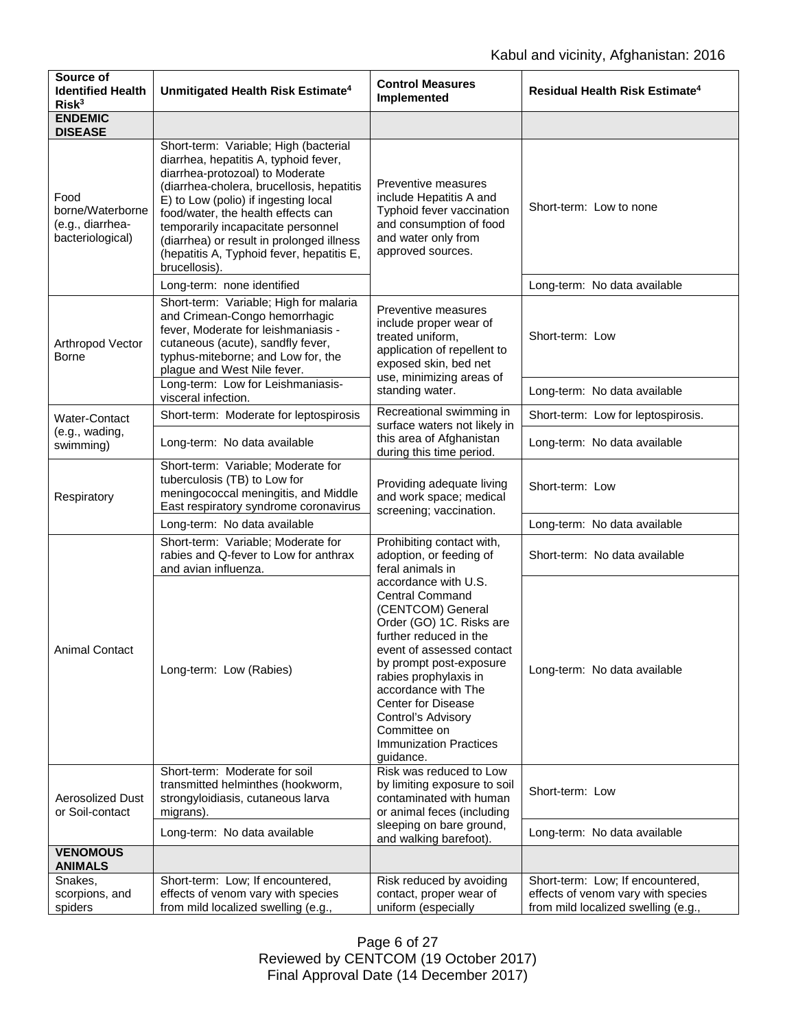| Source of Identified Health Risk[3] | Unmitigated Health Risk Estimate[4] | Control Measures Implemented | Residual Health Risk Estimate[4] |
|---|---|---|---|
| **ENDEMIC DISEASE** | | | |
| Food borne/Waterborne (e.g., diarrhea-bacteriological) | Short-term: Variable; High (bacterial diarrhea, hepatitis A, typhoid fever, diarrhea-protozoal) to Moderate (diarrhea-cholera, brucellosis, hepatitis E) to Low (polio) if ingesting local food/water, the health effects can temporarily incapacitate personnel (diarrhea) or result in prolonged illness (hepatitis A, Typhoid fever, hepatitis E, brucellosis). | Preventive measures include Hepatitis A and Typhoid fever vaccination and consumption of food and water only from approved sources. | Short-term: Low to none |
| | Long-term: none identified | | Long-term: No data available |
| Arthropod Vector Borne | Short-term: Variable; High for malaria and Crimean-Congo hemorrhagic fever, Moderate for leishmaniasis - cutaneous (acute), sandfly fever, typhus-miteborne; and Low for, the plague and West Nile fever. | Preventive measures include proper wear of treated uniform, application of repellent to exposed skin, bed net use, minimizing areas of standing water. | Short-term: Low |
| | Long-term: Low for Leishmaniasis-visceral infection. | | Long-term: No data available |
| Water-Contact (e.g., wading, swimming) | Short-term: Moderate for leptospirosis | Recreational swimming in surface waters not likely in this area of Afghanistan during this time period. | Short-term: Low for leptospirosis. |
| | Long-term: No data available | | Long-term: No data available |
| Respiratory | Short-term: Variable; Moderate for tuberculosis (TB) to Low for meningococcal meningitis, and Middle East respiratory syndrome coronavirus | Providing adequate living and work space; medical screening; vaccination. | Short-term: Low |
| | Long-term: No data available | | Long-term: No data available |
| Animal Contact | Short-term: Variable; Moderate for rabies and Q-fever to Low for anthrax and avian influenza. | Prohibiting contact with, adoption, or feeding of feral animals in accordance with U.S. Central Command (CENTCOM) General Order (GO) 1C. Risks are further reduced in the event of assessed contact by prompt post-exposure rabies prophylaxis in accordance with The Center for Disease Control's Advisory Committee on Immunization Practices guidance. | Short-term: No data available |
| | Long-term: Low (Rabies) | | Long-term: No data available |
| Aerosolized Dust or Soil-contact | Short-term: Moderate for soil transmitted helminthes (hookworm, strongyloidiasis, cutaneous larva migrans). | Risk was reduced to Low by limiting exposure to soil contaminated with human or animal feces (including sleeping on bare ground, and walking barefoot). | Short-term: Low |
| | Long-term: No data available | | Long-term: No data available |
| **VENOMOUS ANIMALS** | | | |
| Snakes, scorpions, and spiders | Short-term: Low; If encountered, effects of venom vary with species from mild localized swelling (e.g., | Risk reduced by avoiding contact, proper wear of uniform (especially | Short-term: Low; If encountered, effects of venom vary with species from mild localized swelling (e.g., |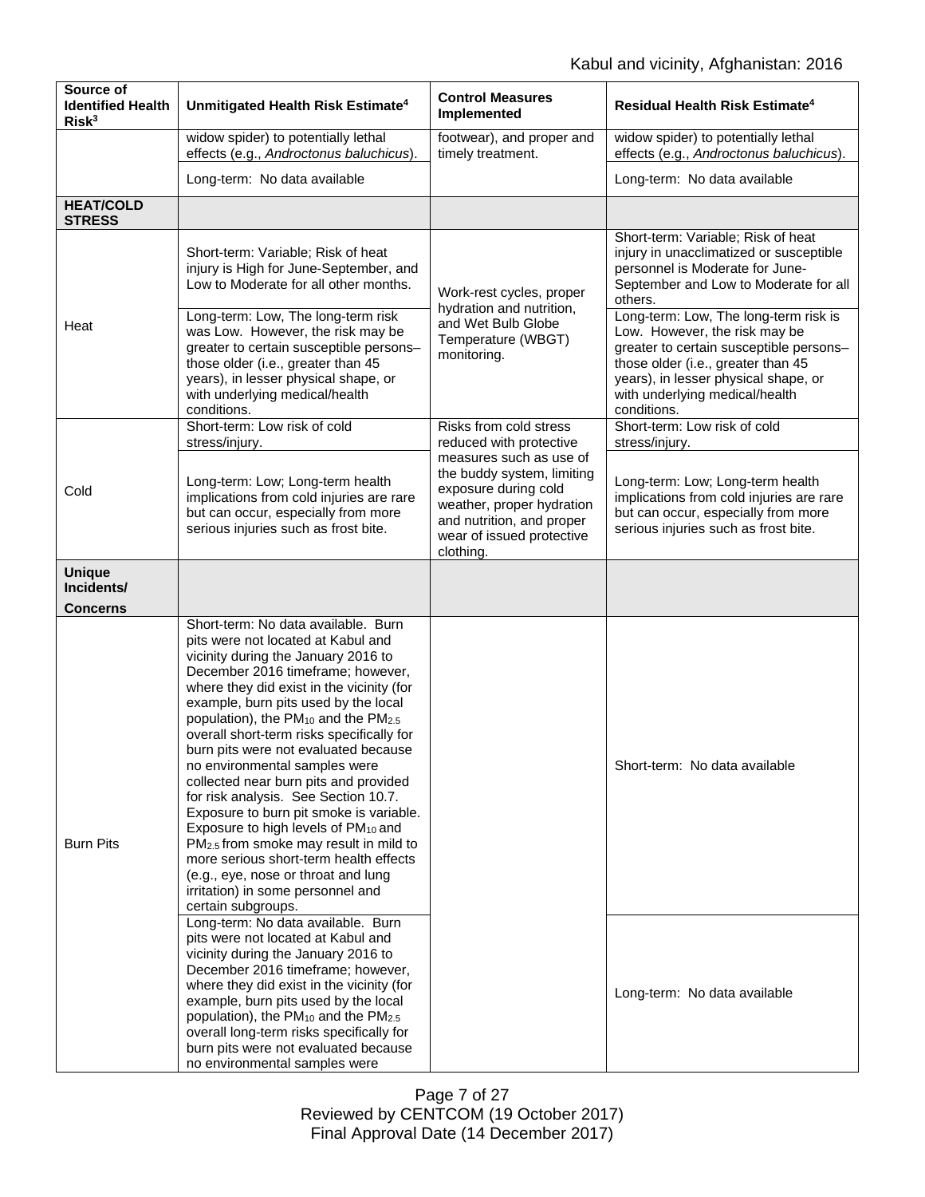| Source of Identified Health Risk[3] | Unmitigated Health Risk Estimate[4] | Control Measures Implemented | Residual Health Risk Estimate[4] |
|---|---|---|---|
| | widow spider) to potentially lethal effects (e.g., *Androctonus baluchicus*). | footwear), and proper and timely treatment. | widow spider) to potentially lethal effects (e.g., *Androctonus baluchicus*). |
| | Long-term: No data available | | Long-term: No data available |
| **HEAT/COLD STRESS** | | | |
| Heat | Short-term: Variable; Risk of heat injury is High for June-September, and Low to Moderate for all other months. | Work-rest cycles, proper hydration and nutrition, and Wet Bulb Globe Temperature (WBGT) monitoring. | Short-term: Variable; Risk of heat injury in unacclimatized or susceptible personnel is Moderate for June-September and Low to Moderate for all others. |
| | Long-term: Low, The long-term risk was Low. However, the risk may be greater to certain susceptible persons–those older (i.e., greater than 45 years), in lesser physical shape, or with underlying medical/health conditions. | | Long-term: Low, The long-term risk is Low. However, the risk may be greater to certain susceptible persons–those older (i.e., greater than 45 years), in lesser physical shape, or with underlying medical/health conditions. |
| Cold | Short-term: Low risk of cold stress/injury. | Risks from cold stress reduced with protective measures such as use of the buddy system, limiting exposure during cold weather, proper hydration and nutrition, and proper wear of issued protective clothing. | Short-term: Low risk of cold stress/injury. |
| | Long-term: Low; Long-term health implications from cold injuries are rare but can occur, especially from more serious injuries such as frost bite. | | Long-term: Low; Long-term health implications from cold injuries are rare but can occur, especially from more serious injuries such as frost bite. |
| **Unique Incidents/ Concerns** | | | |
| Burn Pits | Short-term: No data available. Burn pits were not located at Kabul and vicinity during the January 2016 to December 2016 timeframe; however, where they did exist in the vicinity (for example, burn pits used by the local population), the $PM_{10}$ and the $PM_{2.5}$ overall short-term risks specifically for burn pits were not evaluated because no environmental samples were collected near burn pits and provided for risk analysis. See Section 10.7. Exposure to burn pit smoke is variable. Exposure to high levels of $PM_{10}$ and $PM_{2.5}$ from smoke may result in mild to more serious short-term health effects (e.g., eye, nose or throat and lung irritation) in some personnel and certain subgroups. | | Short-term: No data available |
| | Long-term: No data available. Burn pits were not located at Kabul and vicinity during the January 2016 to December 2016 timeframe; however, where they did exist in the vicinity (for example, burn pits used by the local population), the $PM_{10}$ and the $PM_{2.5}$ overall long-term risks specifically for burn pits were not evaluated because no environmental samples were | | Long-term: No data available |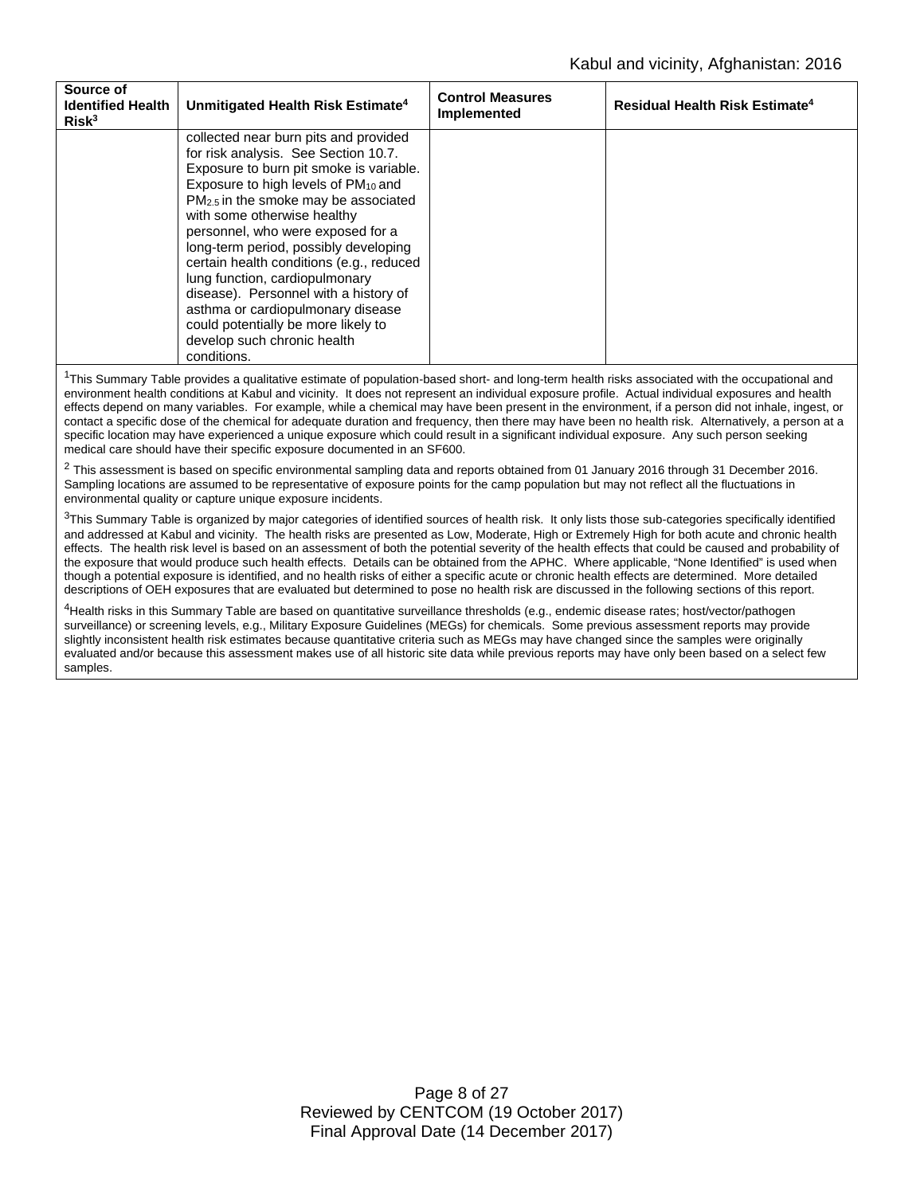| Source of Identified Health Risk[3] | Unmitigated Health Risk Estimate[4] | Control Measures Implemented | Residual Health Risk Estimate[4] |
|---|---|---|---|
| | collected near burn pits and provided for risk analysis. See Section 10.7. Exposure to burn pit smoke is variable. Exposure to high levels of $PM_{10}$ and $PM_{2.5}$ in the smoke may be associated with some otherwise healthy personnel, who were exposed for a long-term period, possibly developing certain health conditions (e.g., reduced lung function, cardiopulmonary disease). Personnel with a history of asthma or cardiopulmonary disease could potentially be more likely to develop such chronic health conditions. | | |

[1]This Summary Table provides a qualitative estimate of population-based short- and long-term health risks associated with the occupational and environment health conditions at Kabul and vicinity. It does not represent an individual exposure profile. Actual individual exposures and health effects depend on many variables. For example, while a chemical may have been present in the environment, if a person did not inhale, ingest, or contact a specific dose of the chemical for adequate duration and frequency, then there may have been no health risk. Alternatively, a person at a specific location may have experienced a unique exposure which could result in a significant individual exposure. Any such person seeking medical care should have their specific exposure documented in an SF600.

[2] This assessment is based on specific environmental sampling data and reports obtained from 01 January 2016 through 31 December 2016. Sampling locations are assumed to be representative of exposure points for the camp population but may not reflect all the fluctuations in environmental quality or capture unique exposure incidents.

[3]This Summary Table is organized by major categories of identified sources of health risk. It only lists those sub-categories specifically identified and addressed at Kabul and vicinity. The health risks are presented as Low, Moderate, High or Extremely High for both acute and chronic health effects. The health risk level is based on an assessment of both the potential severity of the health effects that could be caused and probability of the exposure that would produce such health effects. Details can be obtained from the APHC. Where applicable, "None Identified" is used when though a potential exposure is identified, and no health risks of either a specific acute or chronic health effects are determined. More detailed descriptions of OEH exposures that are evaluated but determined to pose no health risk are discussed in the following sections of this report.

[4]Health risks in this Summary Table are based on quantitative surveillance thresholds (e.g., endemic disease rates; host/vector/pathogen surveillance) or screening levels, e.g., Military Exposure Guidelines (MEGs) for chemicals. Some previous assessment reports may provide slightly inconsistent health risk estimates because quantitative criteria such as MEGs may have changed since the samples were originally evaluated and/or because this assessment makes use of all historic site data while previous reports may have only been based on a select few samples.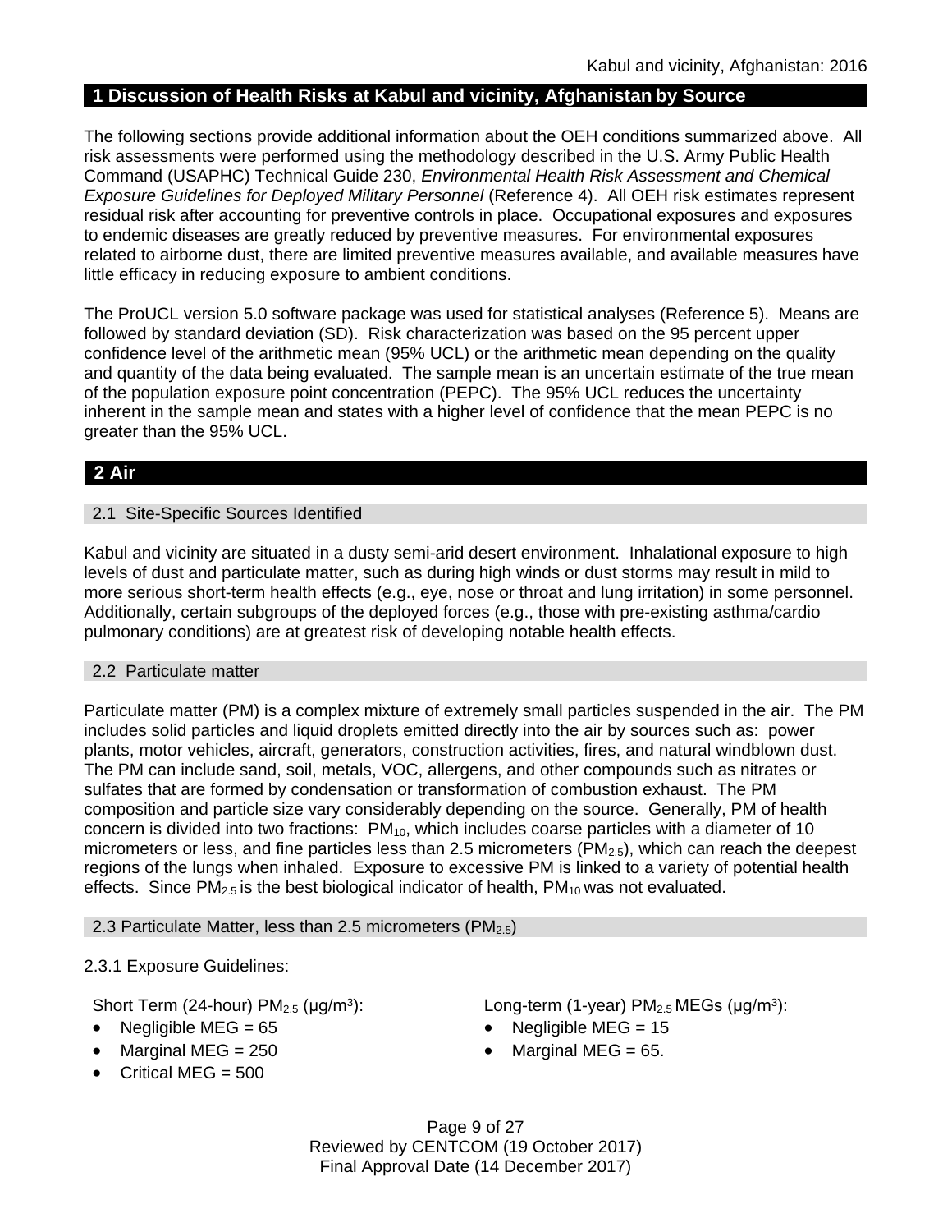## 1 Discussion of Health Risks at Kabul and vicinity, Afghanistan by Source

The following sections provide additional information about the OEH conditions summarized above. All risk assessments were performed using the methodology described in the U.S. Army Public Health Command (USAPHC) Technical Guide 230, *Environmental Health Risk Assessment and Chemical Exposure Guidelines for Deployed Military Personnel* (Reference 4). All OEH risk estimates represent residual risk after accounting for preventive controls in place. Occupational exposures and exposures to endemic diseases are greatly reduced by preventive measures. For environmental exposures related to airborne dust, there are limited preventive measures available, and available measures have little efficacy in reducing exposure to ambient conditions.

The ProUCL version 5.0 software package was used for statistical analyses (Reference 5). Means are followed by standard deviation (SD). Risk characterization was based on the 95 percent upper confidence level of the arithmetic mean (95% UCL) or the arithmetic mean depending on the quality and quantity of the data being evaluated. The sample mean is an uncertain estimate of the true mean of the population exposure point concentration (PEPC). The 95% UCL reduces the uncertainty inherent in the sample mean and states with a higher level of confidence that the mean PEPC is no greater than the 95% UCL.

## 2 Air

### 2.1 Site-Specific Sources Identified

Kabul and vicinity are situated in a dusty semi-arid desert environment. Inhalational exposure to high levels of dust and particulate matter, such as during high winds or dust storms may result in mild to more serious short-term health effects (e.g., eye, nose or throat and lung irritation) in some personnel. Additionally, certain subgroups of the deployed forces (e.g., those with pre-existing asthma/cardio pulmonary conditions) are at greatest risk of developing notable health effects.

### 2.2 Particulate matter

Particulate matter (PM) is a complex mixture of extremely small particles suspended in the air. The PM includes solid particles and liquid droplets emitted directly into the air by sources such as: power plants, motor vehicles, aircraft, generators, construction activities, fires, and natural windblown dust. The PM can include sand, soil, metals, VOC, allergens, and other compounds such as nitrates or sulfates that are formed by condensation or transformation of combustion exhaust. The PM composition and particle size vary considerably depending on the source. Generally, PM of health concern is divided into two fractions: $PM_{10}$, which includes coarse particles with a diameter of 10 micrometers or less, and fine particles less than 2.5 micrometers ($PM_{2.5}$), which can reach the deepest regions of the lungs when inhaled. Exposure to excessive PM is linked to a variety of potential health effects. Since $PM_{2.5}$ is the best biological indicator of health, $PM_{10}$ was not evaluated.

### 2.3 Particulate Matter, less than 2.5 micrometers ($PM_{2.5}$)

2.3.1 Exposure Guidelines:

Short Term (24-hour) $PM_{2.5}$ (μg/m$^3$):

- Negligible MEG = 65
- Marginal MEG = 250
- Critical MEG = 500

Long-term (1-year) $PM_{2.5}$ MEGs (μg/m$^3$):

- Negligible MEG = 15
- Marginal MEG = 65.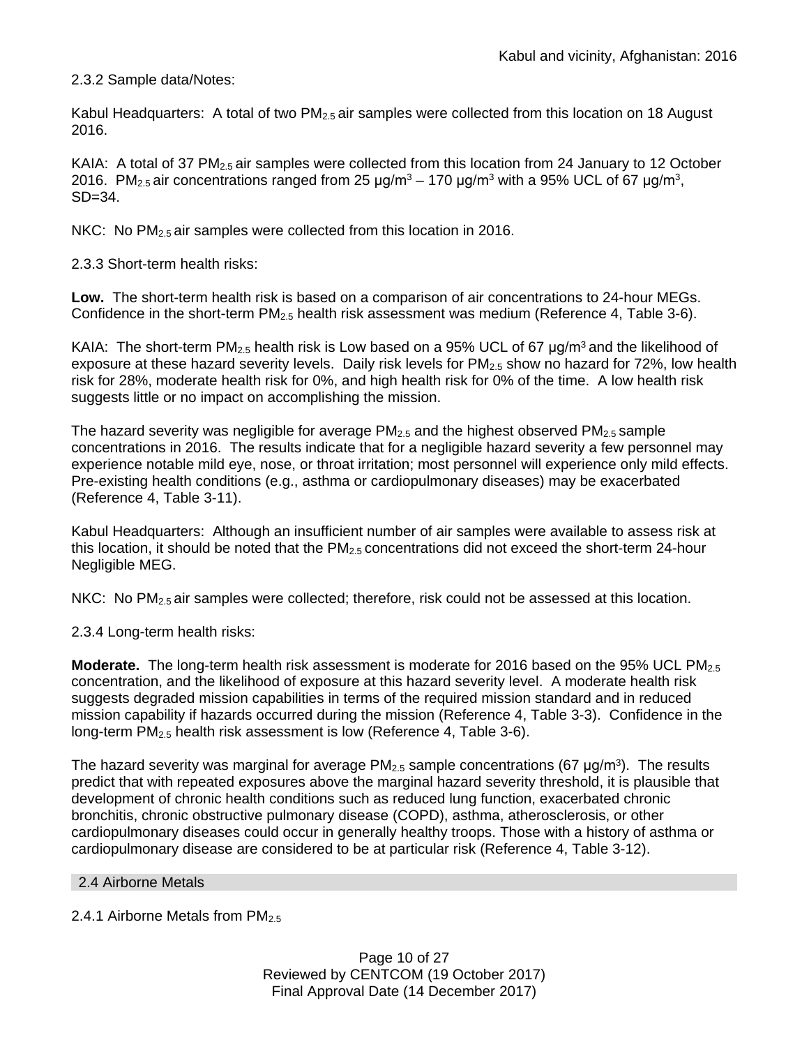2.3.2 Sample data/Notes:

Kabul Headquarters: A total of two $PM_{2.5}$ air samples were collected from this location on 18 August 2016.

KAIA: A total of 37 $PM_{2.5}$ air samples were collected from this location from 24 January to 12 October 2016. $PM_{2.5}$ air concentrations ranged from 25 μg/m$^3$ – 170 μg/m$^3$ with a 95% UCL of 67 μg/m$^3$, SD=34.

NKC: No $PM_{2.5}$ air samples were collected from this location in 2016.

2.3.3 Short-term health risks:

**Low.** The short-term health risk is based on a comparison of air concentrations to 24-hour MEGs. Confidence in the short-term $PM_{2.5}$ health risk assessment was medium (Reference 4, Table 3-6).

KAIA: The short-term $PM_{2.5}$ health risk is Low based on a 95% UCL of 67 μg/m$^3$ and the likelihood of exposure at these hazard severity levels. Daily risk levels for $PM_{2.5}$ show no hazard for 72%, low health risk for 28%, moderate health risk for 0%, and high health risk for 0% of the time. A low health risk suggests little or no impact on accomplishing the mission.

The hazard severity was negligible for average $PM_{2.5}$ and the highest observed $PM_{2.5}$ sample concentrations in 2016. The results indicate that for a negligible hazard severity a few personnel may experience notable mild eye, nose, or throat irritation; most personnel will experience only mild effects. Pre-existing health conditions (e.g., asthma or cardiopulmonary diseases) may be exacerbated (Reference 4, Table 3-11).

Kabul Headquarters: Although an insufficient number of air samples were available to assess risk at this location, it should be noted that the $PM_{2.5}$ concentrations did not exceed the short-term 24-hour Negligible MEG.

NKC: No $PM_{2.5}$ air samples were collected; therefore, risk could not be assessed at this location.

2.3.4 Long-term health risks:

**Moderate.** The long-term health risk assessment is moderate for 2016 based on the 95% UCL $PM_{2.5}$ concentration, and the likelihood of exposure at this hazard severity level. A moderate health risk suggests degraded mission capabilities in terms of the required mission standard and in reduced mission capability if hazards occurred during the mission (Reference 4, Table 3-3). Confidence in the long-term $PM_{2.5}$ health risk assessment is low (Reference 4, Table 3-6).

The hazard severity was marginal for average $PM_{2.5}$ sample concentrations (67 μg/m$^3$). The results predict that with repeated exposures above the marginal hazard severity threshold, it is plausible that development of chronic health conditions such as reduced lung function, exacerbated chronic bronchitis, chronic obstructive pulmonary disease (COPD), asthma, atherosclerosis, or other cardiopulmonary diseases could occur in generally healthy troops. Those with a history of asthma or cardiopulmonary disease are considered to be at particular risk (Reference 4, Table 3-12).

## 2.4 Airborne Metals

2.4.1 Airborne Metals from $PM_{2.5}$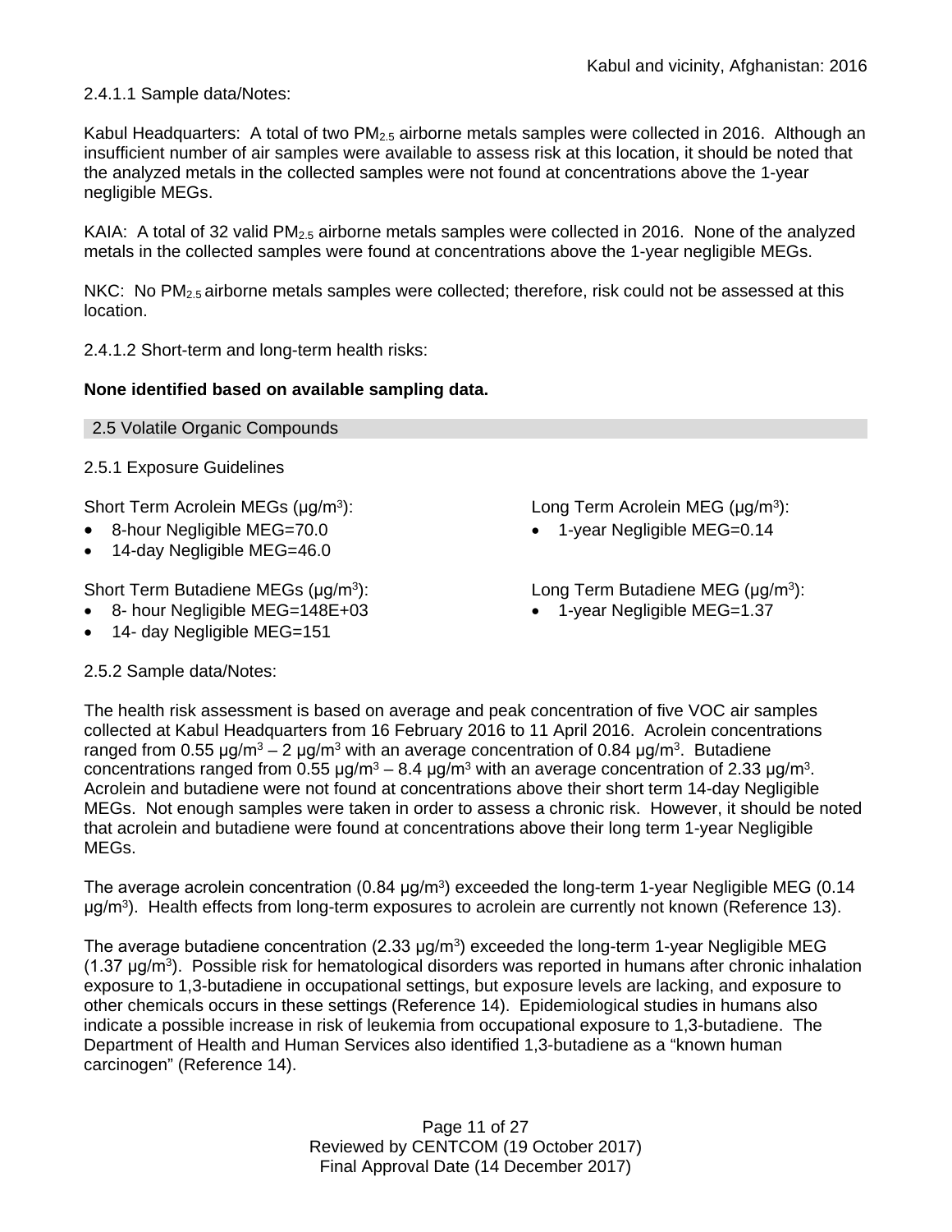2.4.1.1 Sample data/Notes:

Kabul Headquarters: A total of two $PM_{2.5}$ airborne metals samples were collected in 2016. Although an insufficient number of air samples were available to assess risk at this location, it should be noted that the analyzed metals in the collected samples were not found at concentrations above the 1-year negligible MEGs.

KAIA: A total of 32 valid $PM_{2.5}$ airborne metals samples were collected in 2016. None of the analyzed metals in the collected samples were found at concentrations above the 1-year negligible MEGs.

NKC: No $PM_{2.5}$ airborne metals samples were collected; therefore, risk could not be assessed at this location.

2.4.1.2 Short-term and long-term health risks:

**None identified based on available sampling data.**

## 2.5 Volatile Organic Compounds

2.5.1 Exposure Guidelines

Short Term Acrolein MEGs (μg/m$^3$):

- 8-hour Negligible MEG=70.0
- 14-day Negligible MEG=46.0

Long Term Acrolein MEG (μg/m$^3$):

- 1-year Negligible MEG=0.14

Short Term Butadiene MEGs (μg/m$^3$):

- 8- hour Negligible MEG=148E+03
- 14- day Negligible MEG=151

Long Term Butadiene MEG (μg/m$^3$):

- 1-year Negligible MEG=1.37

2.5.2 Sample data/Notes:

The health risk assessment is based on average and peak concentration of five VOC air samples collected at Kabul Headquarters from 16 February 2016 to 11 April 2016. Acrolein concentrations ranged from 0.55 μg/m$^3$ – 2 μg/m$^3$ with an average concentration of 0.84 μg/m$^3$. Butadiene concentrations ranged from 0.55 μg/m$^3$ – 8.4 μg/m$^3$ with an average concentration of 2.33 μg/m$^3$. Acrolein and butadiene were not found at concentrations above their short term 14-day Negligible MEGs. Not enough samples were taken in order to assess a chronic risk. However, it should be noted that acrolein and butadiene were found at concentrations above their long term 1-year Negligible MEGs.

The average acrolein concentration (0.84 μg/m$^3$) exceeded the long-term 1-year Negligible MEG (0.14 μg/m$^3$). Health effects from long-term exposures to acrolein are currently not known (Reference 13).

The average butadiene concentration (2.33 μg/m$^3$) exceeded the long-term 1-year Negligible MEG (1.37 μg/m$^3$). Possible risk for hematological disorders was reported in humans after chronic inhalation exposure to 1,3-butadiene in occupational settings, but exposure levels are lacking, and exposure to other chemicals occurs in these settings (Reference 14). Epidemiological studies in humans also indicate a possible increase in risk of leukemia from occupational exposure to 1,3-butadiene. The Department of Health and Human Services also identified 1,3-butadiene as a "known human carcinogen" (Reference 14).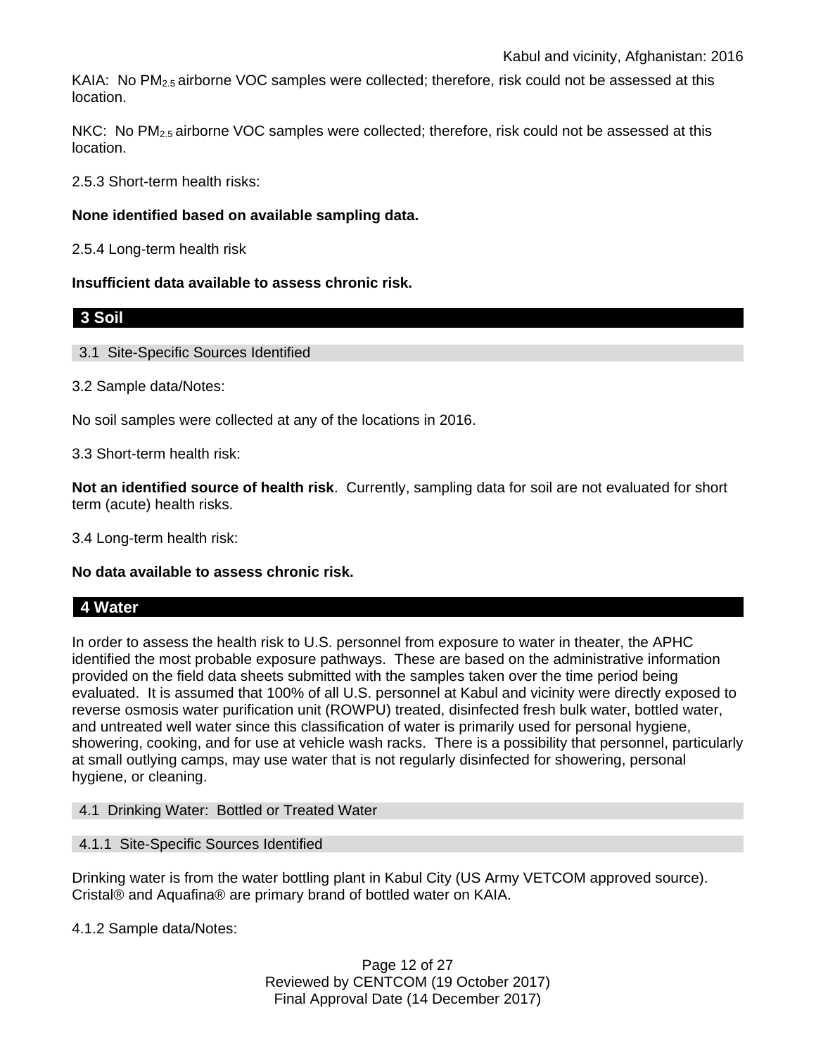KAIA:  No $PM_{2.5}$ airborne VOC samples were collected; therefore, risk could not be assessed at this location.

NKC:  No $PM_{2.5}$ airborne VOC samples were collected; therefore, risk could not be assessed at this location.

2.5.3 Short-term health risks:

**None identified based on available sampling data.**

2.5.4 Long-term health risk

**Insufficient data available to assess chronic risk.**

# 3 Soil

## 3.1  Site-Specific Sources Identified

3.2 Sample data/Notes:

No soil samples were collected at any of the locations in 2016.

3.3 Short-term health risk:

**Not an identified source of health risk**.  Currently, sampling data for soil are not evaluated for short term (acute) health risks.

3.4 Long-term health risk:

**No data available to assess chronic risk.**

# 4 Water

In order to assess the health risk to U.S. personnel from exposure to water in theater, the APHC identified the most probable exposure pathways.  These are based on the administrative information provided on the field data sheets submitted with the samples taken over the time period being evaluated.  It is assumed that 100% of all U.S. personnel at Kabul and vicinity were directly exposed to reverse osmosis water purification unit (ROWPU) treated, disinfected fresh bulk water, bottled water, and untreated well water since this classification of water is primarily used for personal hygiene, showering, cooking, and for use at vehicle wash racks.  There is a possibility that personnel, particularly at small outlying camps, may use water that is not regularly disinfected for showering, personal hygiene, or cleaning.

## 4.1  Drinking Water:  Bottled or Treated Water

### 4.1.1  Site-Specific Sources Identified

Drinking water is from the water bottling plant in Kabul City (US Army VETCOM approved source). Cristal® and Aquafina® are primary brand of bottled water on KAIA.

4.1.2 Sample data/Notes: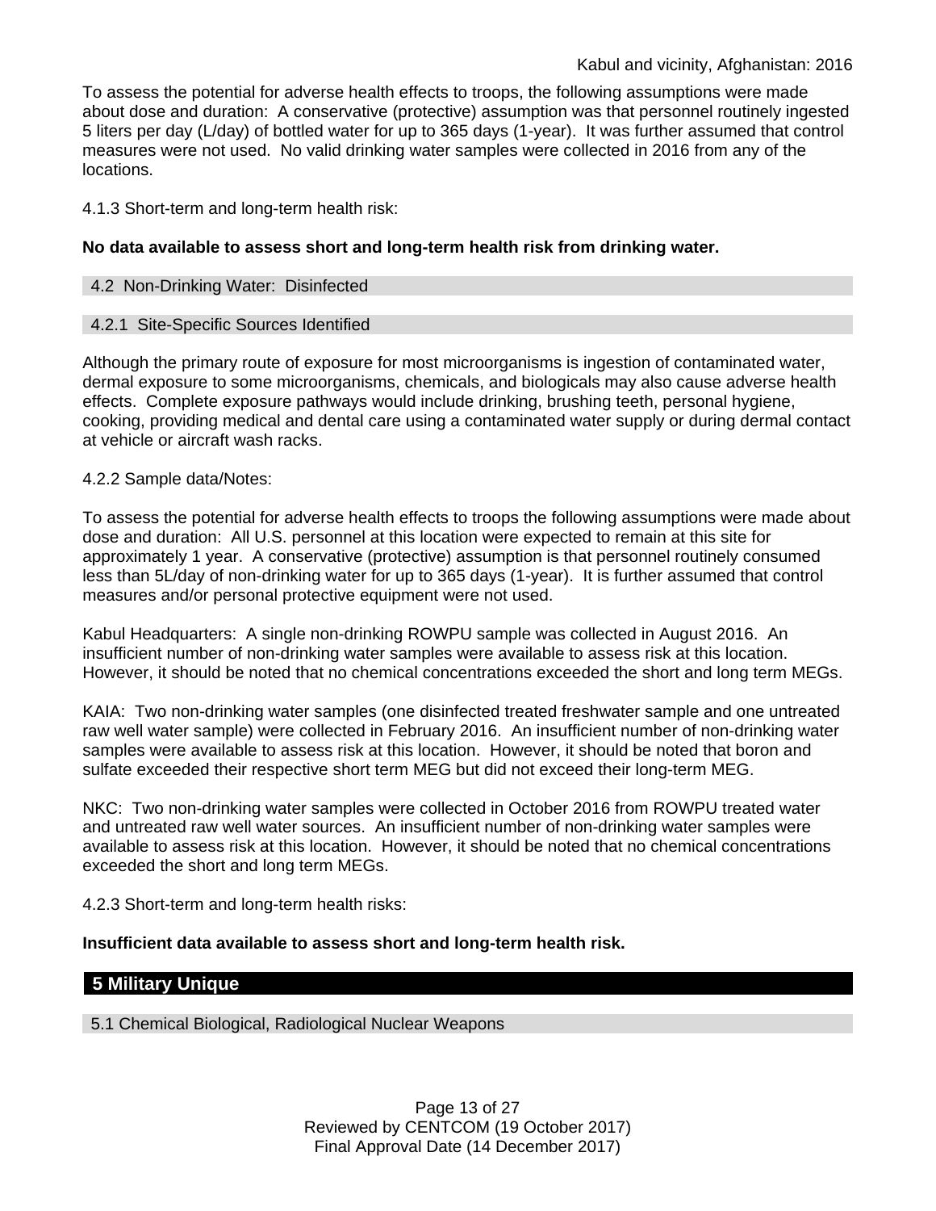To assess the potential for adverse health effects to troops, the following assumptions were made about dose and duration: A conservative (protective) assumption was that personnel routinely ingested 5 liters per day (L/day) of bottled water for up to 365 days (1-year). It was further assumed that control measures were not used. No valid drinking water samples were collected in 2016 from any of the locations.

4.1.3 Short-term and long-term health risk:

**No data available to assess short and long-term health risk from drinking water.**

### 4.2 Non-Drinking Water: Disinfected

#### 4.2.1 Site-Specific Sources Identified

Although the primary route of exposure for most microorganisms is ingestion of contaminated water, dermal exposure to some microorganisms, chemicals, and biologicals may also cause adverse health effects. Complete exposure pathways would include drinking, brushing teeth, personal hygiene, cooking, providing medical and dental care using a contaminated water supply or during dermal contact at vehicle or aircraft wash racks.

4.2.2 Sample data/Notes:

To assess the potential for adverse health effects to troops the following assumptions were made about dose and duration: All U.S. personnel at this location were expected to remain at this site for approximately 1 year. A conservative (protective) assumption is that personnel routinely consumed less than 5L/day of non-drinking water for up to 365 days (1-year). It is further assumed that control measures and/or personal protective equipment were not used.

Kabul Headquarters: A single non-drinking ROWPU sample was collected in August 2016. An insufficient number of non-drinking water samples were available to assess risk at this location. However, it should be noted that no chemical concentrations exceeded the short and long term MEGs.

KAIA: Two non-drinking water samples (one disinfected treated freshwater sample and one untreated raw well water sample) were collected in February 2016. An insufficient number of non-drinking water samples were available to assess risk at this location. However, it should be noted that boron and sulfate exceeded their respective short term MEG but did not exceed their long-term MEG.

NKC: Two non-drinking water samples were collected in October 2016 from ROWPU treated water and untreated raw well water sources. An insufficient number of non-drinking water samples were available to assess risk at this location. However, it should be noted that no chemical concentrations exceeded the short and long term MEGs.

4.2.3 Short-term and long-term health risks:

**Insufficient data available to assess short and long-term health risk.**

## 5 Military Unique

### 5.1 Chemical Biological, Radiological Nuclear Weapons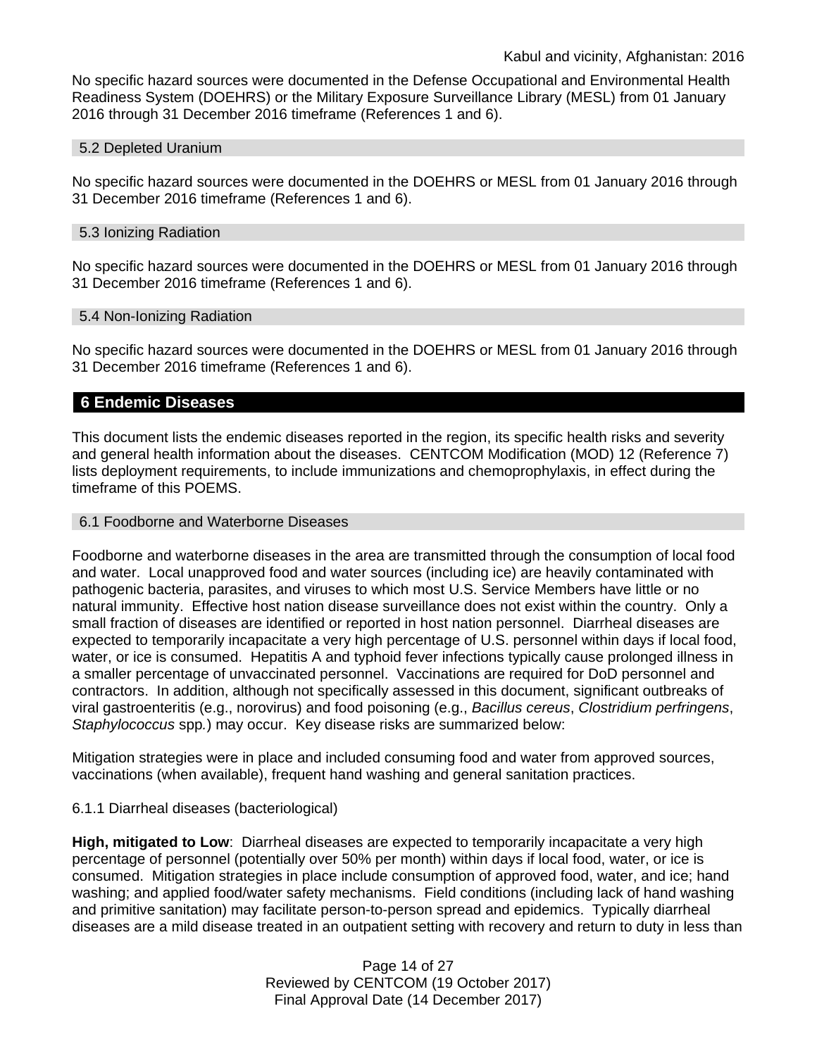No specific hazard sources were documented in the Defense Occupational and Environmental Health Readiness System (DOEHRS) or the Military Exposure Surveillance Library (MESL) from 01 January 2016 through 31 December 2016 timeframe (References 1 and 6).

### 5.2 Depleted Uranium

No specific hazard sources were documented in the DOEHRS or MESL from 01 January 2016 through 31 December 2016 timeframe (References 1 and 6).

### 5.3 Ionizing Radiation

No specific hazard sources were documented in the DOEHRS or MESL from 01 January 2016 through 31 December 2016 timeframe (References 1 and 6).

### 5.4 Non-Ionizing Radiation

No specific hazard sources were documented in the DOEHRS or MESL from 01 January 2016 through 31 December 2016 timeframe (References 1 and 6).

## 6 Endemic Diseases

This document lists the endemic diseases reported in the region, its specific health risks and severity and general health information about the diseases. CENTCOM Modification (MOD) 12 (Reference 7) lists deployment requirements, to include immunizations and chemoprophylaxis, in effect during the timeframe of this POEMS.

### 6.1 Foodborne and Waterborne Diseases

Foodborne and waterborne diseases in the area are transmitted through the consumption of local food and water. Local unapproved food and water sources (including ice) are heavily contaminated with pathogenic bacteria, parasites, and viruses to which most U.S. Service Members have little or no natural immunity. Effective host nation disease surveillance does not exist within the country. Only a small fraction of diseases are identified or reported in host nation personnel. Diarrheal diseases are expected to temporarily incapacitate a very high percentage of U.S. personnel within days if local food, water, or ice is consumed. Hepatitis A and typhoid fever infections typically cause prolonged illness in a smaller percentage of unvaccinated personnel. Vaccinations are required for DoD personnel and contractors. In addition, although not specifically assessed in this document, significant outbreaks of viral gastroenteritis (e.g., norovirus) and food poisoning (e.g., *Bacillus cereus*, *Clostridium perfringens*, *Staphylococcus* spp*.*) may occur. Key disease risks are summarized below:

Mitigation strategies were in place and included consuming food and water from approved sources, vaccinations (when available), frequent hand washing and general sanitation practices.

#### 6.1.1 Diarrheal diseases (bacteriological)

**High, mitigated to Low**: Diarrheal diseases are expected to temporarily incapacitate a very high percentage of personnel (potentially over 50% per month) within days if local food, water, or ice is consumed. Mitigation strategies in place include consumption of approved food, water, and ice; hand washing; and applied food/water safety mechanisms. Field conditions (including lack of hand washing and primitive sanitation) may facilitate person-to-person spread and epidemics. Typically diarrheal diseases are a mild disease treated in an outpatient setting with recovery and return to duty in less than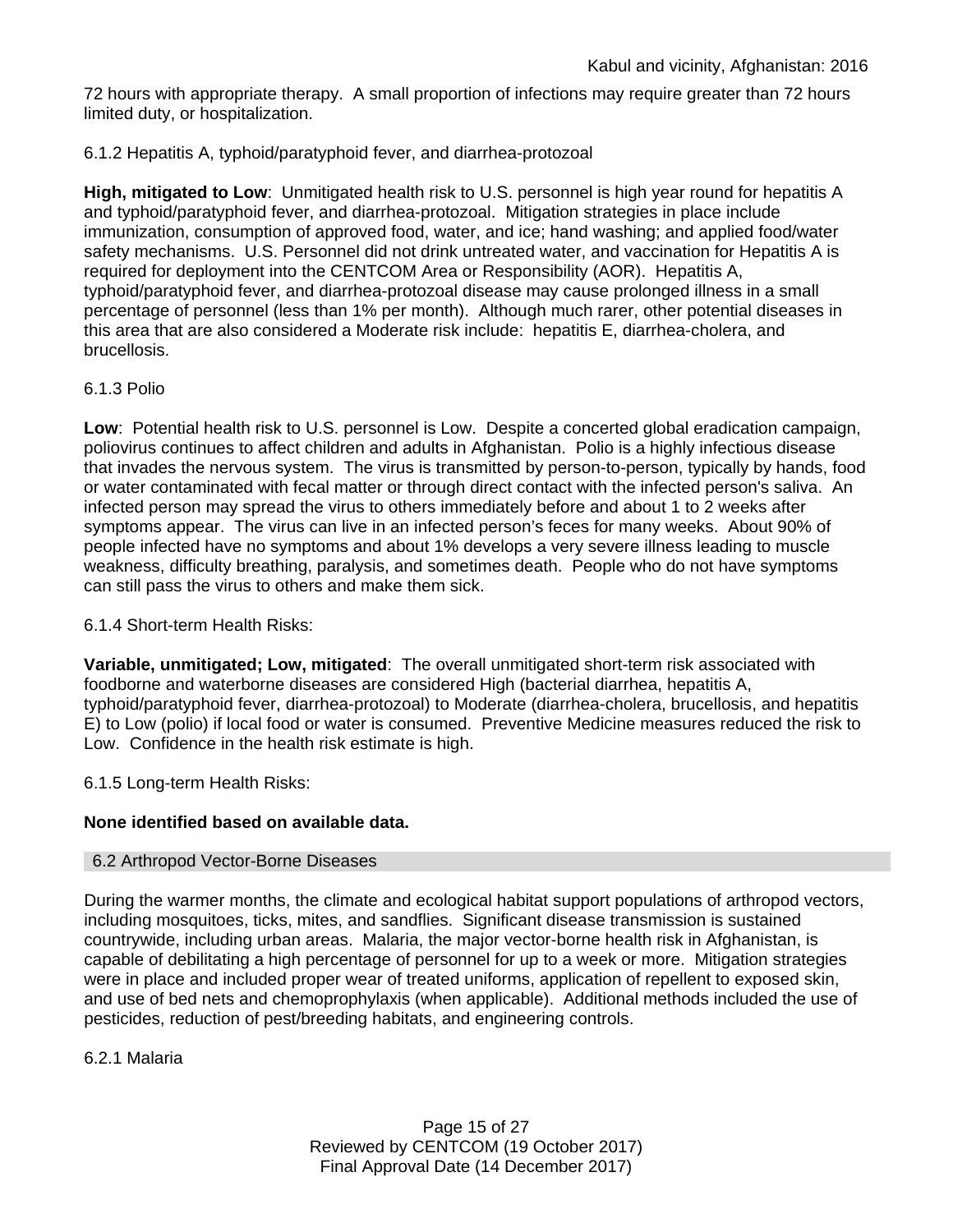72 hours with appropriate therapy. A small proportion of infections may require greater than 72 hours limited duty, or hospitalization.

6.1.2 Hepatitis A, typhoid/paratyphoid fever, and diarrhea-protozoal

**High, mitigated to Low**: Unmitigated health risk to U.S. personnel is high year round for hepatitis A and typhoid/paratyphoid fever, and diarrhea-protozoal. Mitigation strategies in place include immunization, consumption of approved food, water, and ice; hand washing; and applied food/water safety mechanisms. U.S. Personnel did not drink untreated water, and vaccination for Hepatitis A is required for deployment into the CENTCOM Area or Responsibility (AOR). Hepatitis A, typhoid/paratyphoid fever, and diarrhea-protozoal disease may cause prolonged illness in a small percentage of personnel (less than 1% per month). Although much rarer, other potential diseases in this area that are also considered a Moderate risk include: hepatitis E, diarrhea-cholera, and brucellosis.

6.1.3 Polio

**Low**: Potential health risk to U.S. personnel is Low. Despite a concerted global eradication campaign, poliovirus continues to affect children and adults in Afghanistan. Polio is a highly infectious disease that invades the nervous system. The virus is transmitted by person-to-person, typically by hands, food or water contaminated with fecal matter or through direct contact with the infected person's saliva. An infected person may spread the virus to others immediately before and about 1 to 2 weeks after symptoms appear. The virus can live in an infected person's feces for many weeks. About 90% of people infected have no symptoms and about 1% develops a very severe illness leading to muscle weakness, difficulty breathing, paralysis, and sometimes death. People who do not have symptoms can still pass the virus to others and make them sick.

6.1.4 Short-term Health Risks:

**Variable, unmitigated; Low, mitigated**: The overall unmitigated short-term risk associated with foodborne and waterborne diseases are considered High (bacterial diarrhea, hepatitis A, typhoid/paratyphoid fever, diarrhea-protozoal) to Moderate (diarrhea-cholera, brucellosis, and hepatitis E) to Low (polio) if local food or water is consumed. Preventive Medicine measures reduced the risk to Low. Confidence in the health risk estimate is high.

6.1.5 Long-term Health Risks:

**None identified based on available data.**

## 6.2 Arthropod Vector-Borne Diseases

During the warmer months, the climate and ecological habitat support populations of arthropod vectors, including mosquitoes, ticks, mites, and sandflies. Significant disease transmission is sustained countrywide, including urban areas. Malaria, the major vector-borne health risk in Afghanistan, is capable of debilitating a high percentage of personnel for up to a week or more. Mitigation strategies were in place and included proper wear of treated uniforms, application of repellent to exposed skin, and use of bed nets and chemoprophylaxis (when applicable). Additional methods included the use of pesticides, reduction of pest/breeding habitats, and engineering controls.

6.2.1 Malaria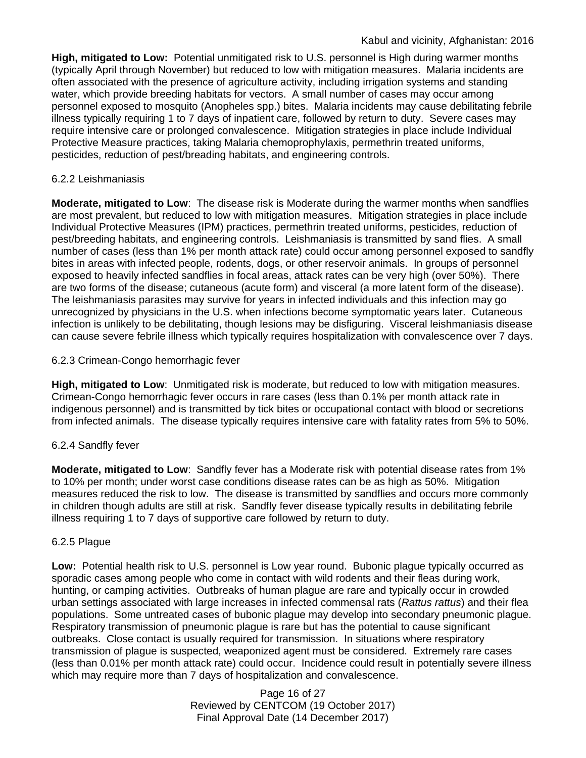**High, mitigated to Low:** Potential unmitigated risk to U.S. personnel is High during warmer months (typically April through November) but reduced to low with mitigation measures. Malaria incidents are often associated with the presence of agriculture activity, including irrigation systems and standing water, which provide breeding habitats for vectors. A small number of cases may occur among personnel exposed to mosquito (Anopheles spp.) bites. Malaria incidents may cause debilitating febrile illness typically requiring 1 to 7 days of inpatient care, followed by return to duty. Severe cases may require intensive care or prolonged convalescence. Mitigation strategies in place include Individual Protective Measure practices, taking Malaria chemoprophylaxis, permethrin treated uniforms, pesticides, reduction of pest/breading habitats, and engineering controls.

#### 6.2.2 Leishmaniasis

**Moderate, mitigated to Low**: The disease risk is Moderate during the warmer months when sandflies are most prevalent, but reduced to low with mitigation measures. Mitigation strategies in place include Individual Protective Measures (IPM) practices, permethrin treated uniforms, pesticides, reduction of pest/breeding habitats, and engineering controls. Leishmaniasis is transmitted by sand flies. A small number of cases (less than 1% per month attack rate) could occur among personnel exposed to sandfly bites in areas with infected people, rodents, dogs, or other reservoir animals. In groups of personnel exposed to heavily infected sandflies in focal areas, attack rates can be very high (over 50%). There are two forms of the disease; cutaneous (acute form) and visceral (a more latent form of the disease). The leishmaniasis parasites may survive for years in infected individuals and this infection may go unrecognized by physicians in the U.S. when infections become symptomatic years later. Cutaneous infection is unlikely to be debilitating, though lesions may be disfiguring. Visceral leishmaniasis disease can cause severe febrile illness which typically requires hospitalization with convalescence over 7 days.

#### 6.2.3 Crimean-Congo hemorrhagic fever

**High, mitigated to Low**: Unmitigated risk is moderate, but reduced to low with mitigation measures. Crimean-Congo hemorrhagic fever occurs in rare cases (less than 0.1% per month attack rate in indigenous personnel) and is transmitted by tick bites or occupational contact with blood or secretions from infected animals. The disease typically requires intensive care with fatality rates from 5% to 50%.

#### 6.2.4 Sandfly fever

**Moderate, mitigated to Low**: Sandfly fever has a Moderate risk with potential disease rates from 1% to 10% per month; under worst case conditions disease rates can be as high as 50%. Mitigation measures reduced the risk to low. The disease is transmitted by sandflies and occurs more commonly in children though adults are still at risk. Sandfly fever disease typically results in debilitating febrile illness requiring 1 to 7 days of supportive care followed by return to duty.

#### 6.2.5 Plague

**Low:** Potential health risk to U.S. personnel is Low year round. Bubonic plague typically occurred as sporadic cases among people who come in contact with wild rodents and their fleas during work, hunting, or camping activities. Outbreaks of human plague are rare and typically occur in crowded urban settings associated with large increases in infected commensal rats (*Rattus rattus*) and their flea populations. Some untreated cases of bubonic plague may develop into secondary pneumonic plague. Respiratory transmission of pneumonic plague is rare but has the potential to cause significant outbreaks. Close contact is usually required for transmission. In situations where respiratory transmission of plague is suspected, weaponized agent must be considered. Extremely rare cases (less than 0.01% per month attack rate) could occur. Incidence could result in potentially severe illness which may require more than 7 days of hospitalization and convalescence.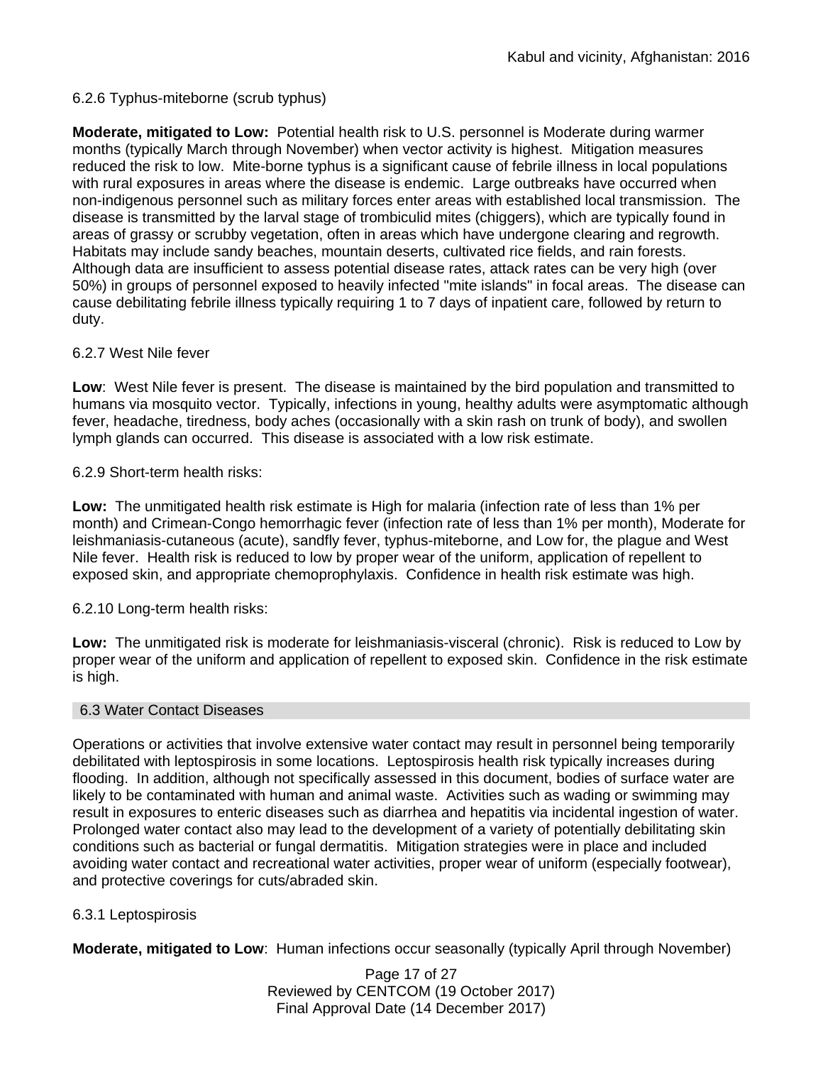#### 6.2.6 Typhus-miteborne (scrub typhus)

**Moderate, mitigated to Low:** Potential health risk to U.S. personnel is Moderate during warmer months (typically March through November) when vector activity is highest. Mitigation measures reduced the risk to low. Mite-borne typhus is a significant cause of febrile illness in local populations with rural exposures in areas where the disease is endemic. Large outbreaks have occurred when non-indigenous personnel such as military forces enter areas with established local transmission. The disease is transmitted by the larval stage of trombiculid mites (chiggers), which are typically found in areas of grassy or scrubby vegetation, often in areas which have undergone clearing and regrowth. Habitats may include sandy beaches, mountain deserts, cultivated rice fields, and rain forests. Although data are insufficient to assess potential disease rates, attack rates can be very high (over 50%) in groups of personnel exposed to heavily infected "mite islands" in focal areas. The disease can cause debilitating febrile illness typically requiring 1 to 7 days of inpatient care, followed by return to duty.

#### 6.2.7 West Nile fever

**Low**: West Nile fever is present. The disease is maintained by the bird population and transmitted to humans via mosquito vector. Typically, infections in young, healthy adults were asymptomatic although fever, headache, tiredness, body aches (occasionally with a skin rash on trunk of body), and swollen lymph glands can occurred. This disease is associated with a low risk estimate.

#### 6.2.9 Short-term health risks:

**Low:** The unmitigated health risk estimate is High for malaria (infection rate of less than 1% per month) and Crimean-Congo hemorrhagic fever (infection rate of less than 1% per month), Moderate for leishmaniasis-cutaneous (acute), sandfly fever, typhus-miteborne, and Low for, the plague and West Nile fever. Health risk is reduced to low by proper wear of the uniform, application of repellent to exposed skin, and appropriate chemoprophylaxis. Confidence in health risk estimate was high.

#### 6.2.10 Long-term health risks:

**Low:** The unmitigated risk is moderate for leishmaniasis-visceral (chronic). Risk is reduced to Low by proper wear of the uniform and application of repellent to exposed skin. Confidence in the risk estimate is high.

### 6.3 Water Contact Diseases

Operations or activities that involve extensive water contact may result in personnel being temporarily debilitated with leptospirosis in some locations. Leptospirosis health risk typically increases during flooding. In addition, although not specifically assessed in this document, bodies of surface water are likely to be contaminated with human and animal waste. Activities such as wading or swimming may result in exposures to enteric diseases such as diarrhea and hepatitis via incidental ingestion of water. Prolonged water contact also may lead to the development of a variety of potentially debilitating skin conditions such as bacterial or fungal dermatitis. Mitigation strategies were in place and included avoiding water contact and recreational water activities, proper wear of uniform (especially footwear), and protective coverings for cuts/abraded skin.

#### 6.3.1 Leptospirosis

**Moderate, mitigated to Low**: Human infections occur seasonally (typically April through November)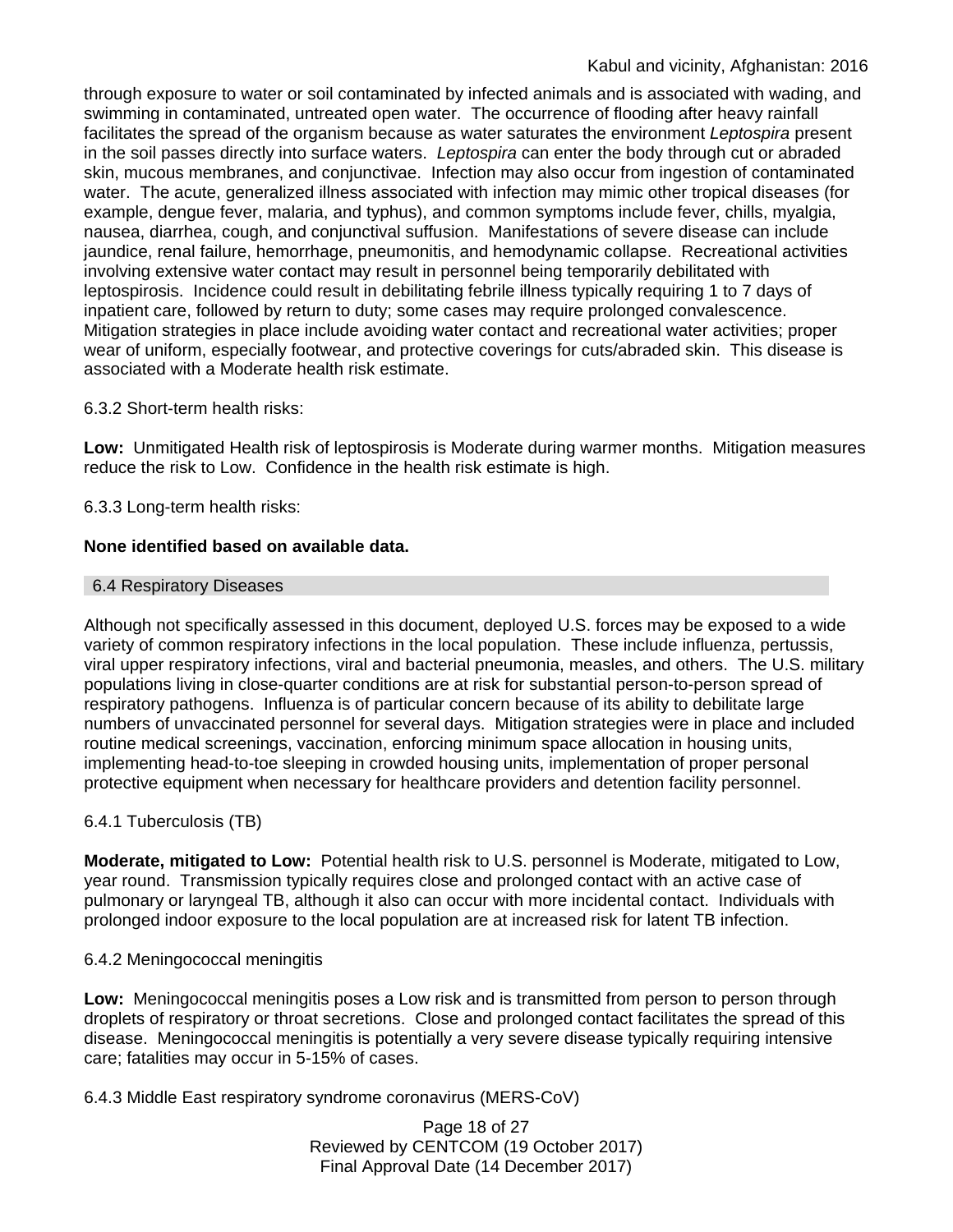through exposure to water or soil contaminated by infected animals and is associated with wading, and swimming in contaminated, untreated open water. The occurrence of flooding after heavy rainfall facilitates the spread of the organism because as water saturates the environment *Leptospira* present in the soil passes directly into surface waters. *Leptospira* can enter the body through cut or abraded skin, mucous membranes, and conjunctivae. Infection may also occur from ingestion of contaminated water. The acute, generalized illness associated with infection may mimic other tropical diseases (for example, dengue fever, malaria, and typhus), and common symptoms include fever, chills, myalgia, nausea, diarrhea, cough, and conjunctival suffusion. Manifestations of severe disease can include jaundice, renal failure, hemorrhage, pneumonitis, and hemodynamic collapse. Recreational activities involving extensive water contact may result in personnel being temporarily debilitated with leptospirosis. Incidence could result in debilitating febrile illness typically requiring 1 to 7 days of inpatient care, followed by return to duty; some cases may require prolonged convalescence. Mitigation strategies in place include avoiding water contact and recreational water activities; proper wear of uniform, especially footwear, and protective coverings for cuts/abraded skin. This disease is associated with a Moderate health risk estimate.

6.3.2 Short-term health risks:

**Low:** Unmitigated Health risk of leptospirosis is Moderate during warmer months. Mitigation measures reduce the risk to Low. Confidence in the health risk estimate is high.

6.3.3 Long-term health risks:

**None identified based on available data.**

## 6.4 Respiratory Diseases

Although not specifically assessed in this document, deployed U.S. forces may be exposed to a wide variety of common respiratory infections in the local population. These include influenza, pertussis, viral upper respiratory infections, viral and bacterial pneumonia, measles, and others. The U.S. military populations living in close-quarter conditions are at risk for substantial person-to-person spread of respiratory pathogens. Influenza is of particular concern because of its ability to debilitate large numbers of unvaccinated personnel for several days. Mitigation strategies were in place and included routine medical screenings, vaccination, enforcing minimum space allocation in housing units, implementing head-to-toe sleeping in crowded housing units, implementation of proper personal protective equipment when necessary for healthcare providers and detention facility personnel.

6.4.1 Tuberculosis (TB)

**Moderate, mitigated to Low:** Potential health risk to U.S. personnel is Moderate, mitigated to Low, year round. Transmission typically requires close and prolonged contact with an active case of pulmonary or laryngeal TB, although it also can occur with more incidental contact. Individuals with prolonged indoor exposure to the local population are at increased risk for latent TB infection.

6.4.2 Meningococcal meningitis

**Low:** Meningococcal meningitis poses a Low risk and is transmitted from person to person through droplets of respiratory or throat secretions. Close and prolonged contact facilitates the spread of this disease. Meningococcal meningitis is potentially a very severe disease typically requiring intensive care; fatalities may occur in 5-15% of cases.

6.4.3 Middle East respiratory syndrome coronavirus (MERS-CoV)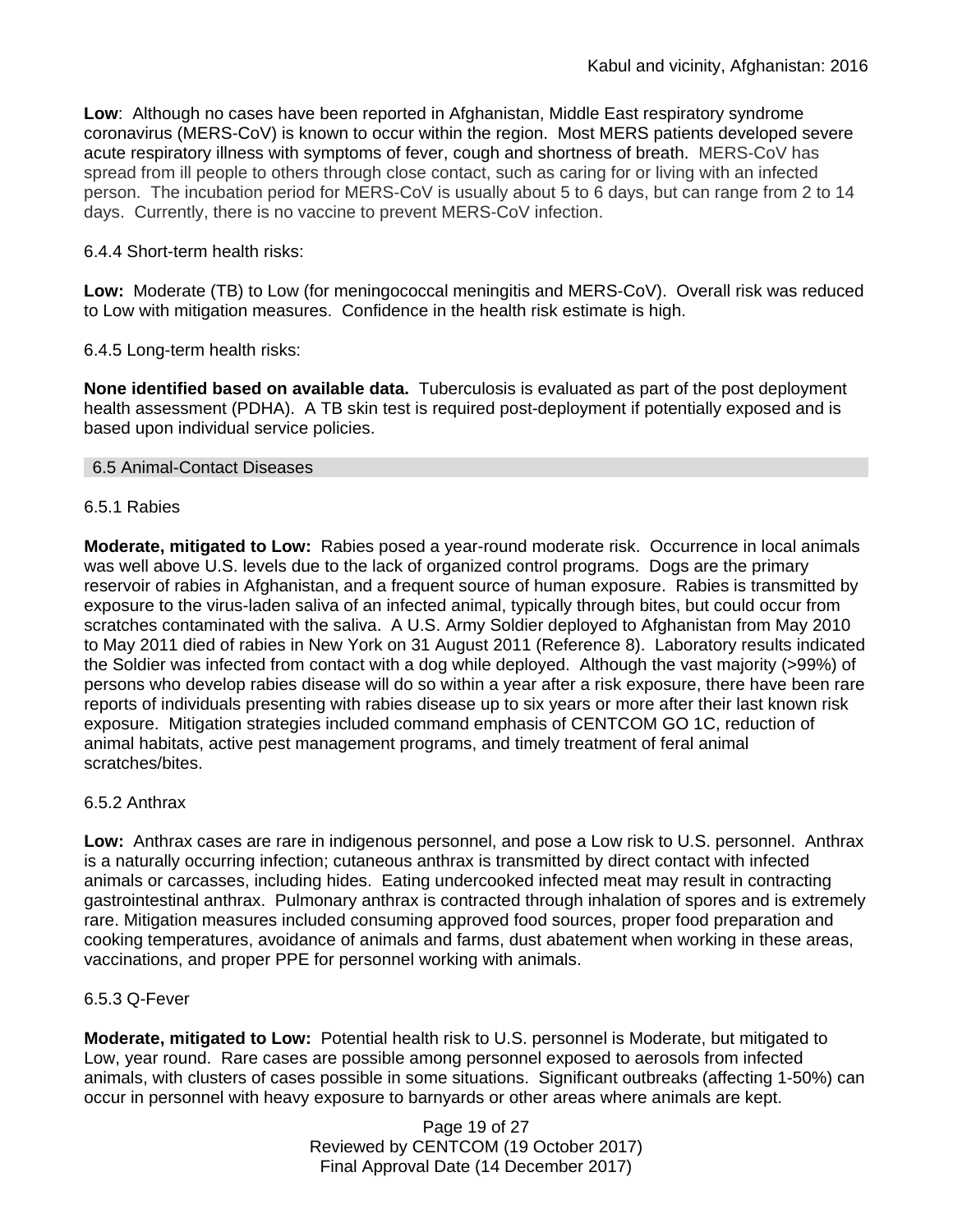**Low**: Although no cases have been reported in Afghanistan, Middle East respiratory syndrome coronavirus (MERS-CoV) is known to occur within the region. Most MERS patients developed severe acute respiratory illness with symptoms of fever, cough and shortness of breath. MERS-CoV has spread from ill people to others through close contact, such as caring for or living with an infected person. The incubation period for MERS-CoV is usually about 5 to 6 days, but can range from 2 to 14 days. Currently, there is no vaccine to prevent MERS-CoV infection.

6.4.4 Short-term health risks:

**Low:** Moderate (TB) to Low (for meningococcal meningitis and MERS-CoV). Overall risk was reduced to Low with mitigation measures. Confidence in the health risk estimate is high.

6.4.5 Long-term health risks:

**None identified based on available data.** Tuberculosis is evaluated as part of the post deployment health assessment (PDHA). A TB skin test is required post-deployment if potentially exposed and is based upon individual service policies.

## 6.5 Animal-Contact Diseases

### 6.5.1 Rabies

**Moderate, mitigated to Low:** Rabies posed a year-round moderate risk. Occurrence in local animals was well above U.S. levels due to the lack of organized control programs. Dogs are the primary reservoir of rabies in Afghanistan, and a frequent source of human exposure. Rabies is transmitted by exposure to the virus-laden saliva of an infected animal, typically through bites, but could occur from scratches contaminated with the saliva. A U.S. Army Soldier deployed to Afghanistan from May 2010 to May 2011 died of rabies in New York on 31 August 2011 (Reference 8). Laboratory results indicated the Soldier was infected from contact with a dog while deployed. Although the vast majority (>99%) of persons who develop rabies disease will do so within a year after a risk exposure, there have been rare reports of individuals presenting with rabies disease up to six years or more after their last known risk exposure. Mitigation strategies included command emphasis of CENTCOM GO 1C, reduction of animal habitats, active pest management programs, and timely treatment of feral animal scratches/bites.

### 6.5.2 Anthrax

**Low:** Anthrax cases are rare in indigenous personnel, and pose a Low risk to U.S. personnel. Anthrax is a naturally occurring infection; cutaneous anthrax is transmitted by direct contact with infected animals or carcasses, including hides. Eating undercooked infected meat may result in contracting gastrointestinal anthrax. Pulmonary anthrax is contracted through inhalation of spores and is extremely rare. Mitigation measures included consuming approved food sources, proper food preparation and cooking temperatures, avoidance of animals and farms, dust abatement when working in these areas, vaccinations, and proper PPE for personnel working with animals.

### 6.5.3 Q-Fever

**Moderate, mitigated to Low:** Potential health risk to U.S. personnel is Moderate, but mitigated to Low, year round. Rare cases are possible among personnel exposed to aerosols from infected animals, with clusters of cases possible in some situations. Significant outbreaks (affecting 1-50%) can occur in personnel with heavy exposure to barnyards or other areas where animals are kept.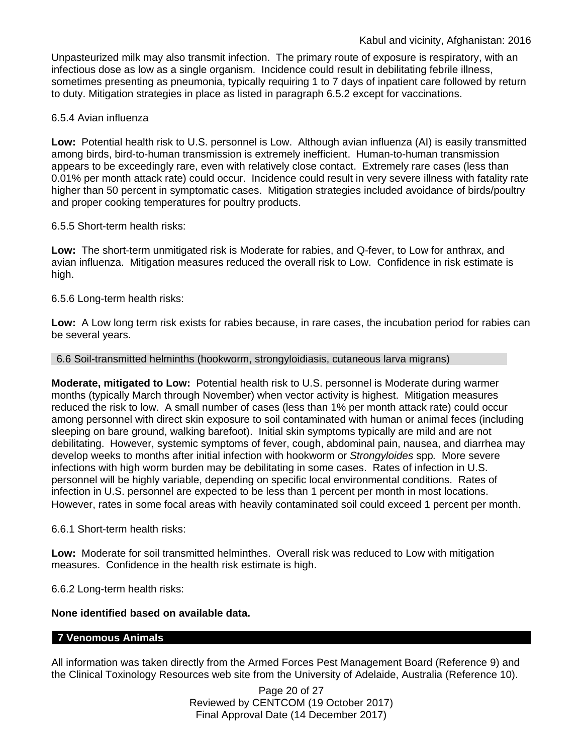Unpasteurized milk may also transmit infection. The primary route of exposure is respiratory, with an infectious dose as low as a single organism. Incidence could result in debilitating febrile illness, sometimes presenting as pneumonia, typically requiring 1 to 7 days of inpatient care followed by return to duty. Mitigation strategies in place as listed in paragraph 6.5.2 except for vaccinations.

6.5.4 Avian influenza

**Low:** Potential health risk to U.S. personnel is Low. Although avian influenza (AI) is easily transmitted among birds, bird-to-human transmission is extremely inefficient. Human-to-human transmission appears to be exceedingly rare, even with relatively close contact. Extremely rare cases (less than 0.01% per month attack rate) could occur. Incidence could result in very severe illness with fatality rate higher than 50 percent in symptomatic cases. Mitigation strategies included avoidance of birds/poultry and proper cooking temperatures for poultry products.

6.5.5 Short-term health risks:

**Low:** The short-term unmitigated risk is Moderate for rabies, and Q-fever, to Low for anthrax, and avian influenza. Mitigation measures reduced the overall risk to Low. Confidence in risk estimate is high.

6.5.6 Long-term health risks:

**Low:** A Low long term risk exists for rabies because, in rare cases, the incubation period for rabies can be several years.

## 6.6 Soil-transmitted helminths (hookworm, strongyloidiasis, cutaneous larva migrans)

**Moderate, mitigated to Low:** Potential health risk to U.S. personnel is Moderate during warmer months (typically March through November) when vector activity is highest. Mitigation measures reduced the risk to low. A small number of cases (less than 1% per month attack rate) could occur among personnel with direct skin exposure to soil contaminated with human or animal feces (including sleeping on bare ground, walking barefoot). Initial skin symptoms typically are mild and are not debilitating. However, systemic symptoms of fever, cough, abdominal pain, nausea, and diarrhea may develop weeks to months after initial infection with hookworm or *Strongyloides* spp*.* More severe infections with high worm burden may be debilitating in some cases. Rates of infection in U.S. personnel will be highly variable, depending on specific local environmental conditions. Rates of infection in U.S. personnel are expected to be less than 1 percent per month in most locations. However, rates in some focal areas with heavily contaminated soil could exceed 1 percent per month.

6.6.1 Short-term health risks:

**Low:** Moderate for soil transmitted helminthes. Overall risk was reduced to Low with mitigation measures. Confidence in the health risk estimate is high.

6.6.2 Long-term health risks:

**None identified based on available data.**

# 7 Venomous Animals

All information was taken directly from the Armed Forces Pest Management Board (Reference 9) and the Clinical Toxinology Resources web site from the University of Adelaide, Australia (Reference 10).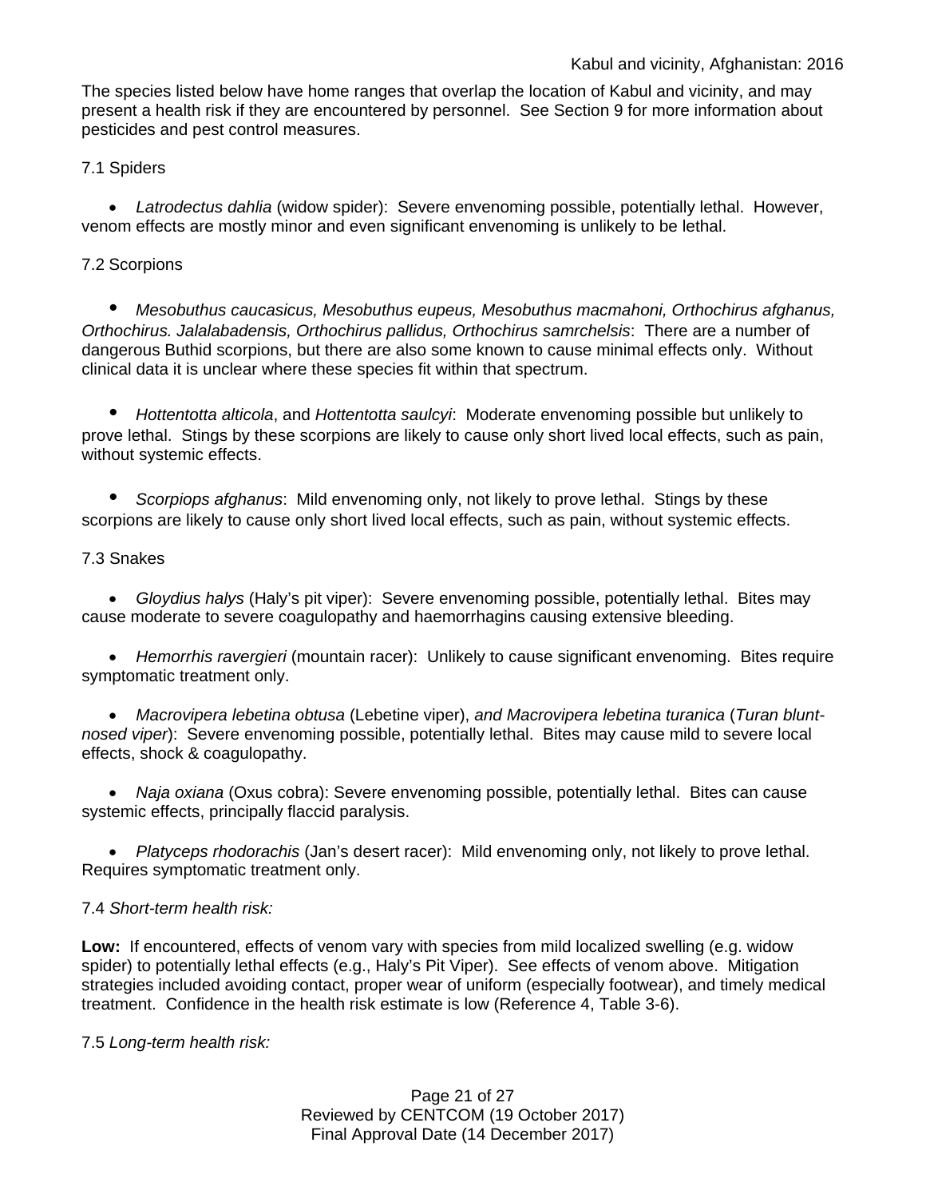The species listed below have home ranges that overlap the location of Kabul and vicinity, and may present a health risk if they are encountered by personnel. See Section 9 for more information about pesticides and pest control measures.

### 7.1 Spiders

- *Latrodectus dahlia* (widow spider): Severe envenoming possible, potentially lethal. However, venom effects are mostly minor and even significant envenoming is unlikely to be lethal.

### 7.2 Scorpions

- *Mesobuthus caucasicus, Mesobuthus eupeus, Mesobuthus macmahoni, Orthochirus afghanus, Orthochirus. Jalalabadensis, Orthochirus pallidus, Orthochirus samrchelsis*: There are a number of dangerous Buthid scorpions, but there are also some known to cause minimal effects only. Without clinical data it is unclear where these species fit within that spectrum.

- *Hottentotta alticola*, and *Hottentotta saulcyi*: Moderate envenoming possible but unlikely to prove lethal. Stings by these scorpions are likely to cause only short lived local effects, such as pain, without systemic effects.

- *Scorpiops afghanus*: Mild envenoming only, not likely to prove lethal. Stings by these scorpions are likely to cause only short lived local effects, such as pain, without systemic effects.

### 7.3 Snakes

- *Gloydius halys* (Haly's pit viper): Severe envenoming possible, potentially lethal. Bites may cause moderate to severe coagulopathy and haemorrhagins causing extensive bleeding.

- *Hemorrhis ravergieri* (mountain racer): Unlikely to cause significant envenoming. Bites require symptomatic treatment only.

- *Macrovipera lebetina obtusa* (Lebetine viper), *and Macrovipera lebetina turanica* (*Turan blunt-nosed viper*): Severe envenoming possible, potentially lethal. Bites may cause mild to severe local effects, shock & coagulopathy.

- *Naja oxiana* (Oxus cobra): Severe envenoming possible, potentially lethal. Bites can cause systemic effects, principally flaccid paralysis.

- *Platyceps rhodorachis* (Jan's desert racer): Mild envenoming only, not likely to prove lethal. Requires symptomatic treatment only.

### 7.4 *Short-term health risk:*

**Low:** If encountered, effects of venom vary with species from mild localized swelling (e.g. widow spider) to potentially lethal effects (e.g., Haly's Pit Viper). See effects of venom above. Mitigation strategies included avoiding contact, proper wear of uniform (especially footwear), and timely medical treatment. Confidence in the health risk estimate is low (Reference 4, Table 3-6).

### 7.5 *Long-term health risk:*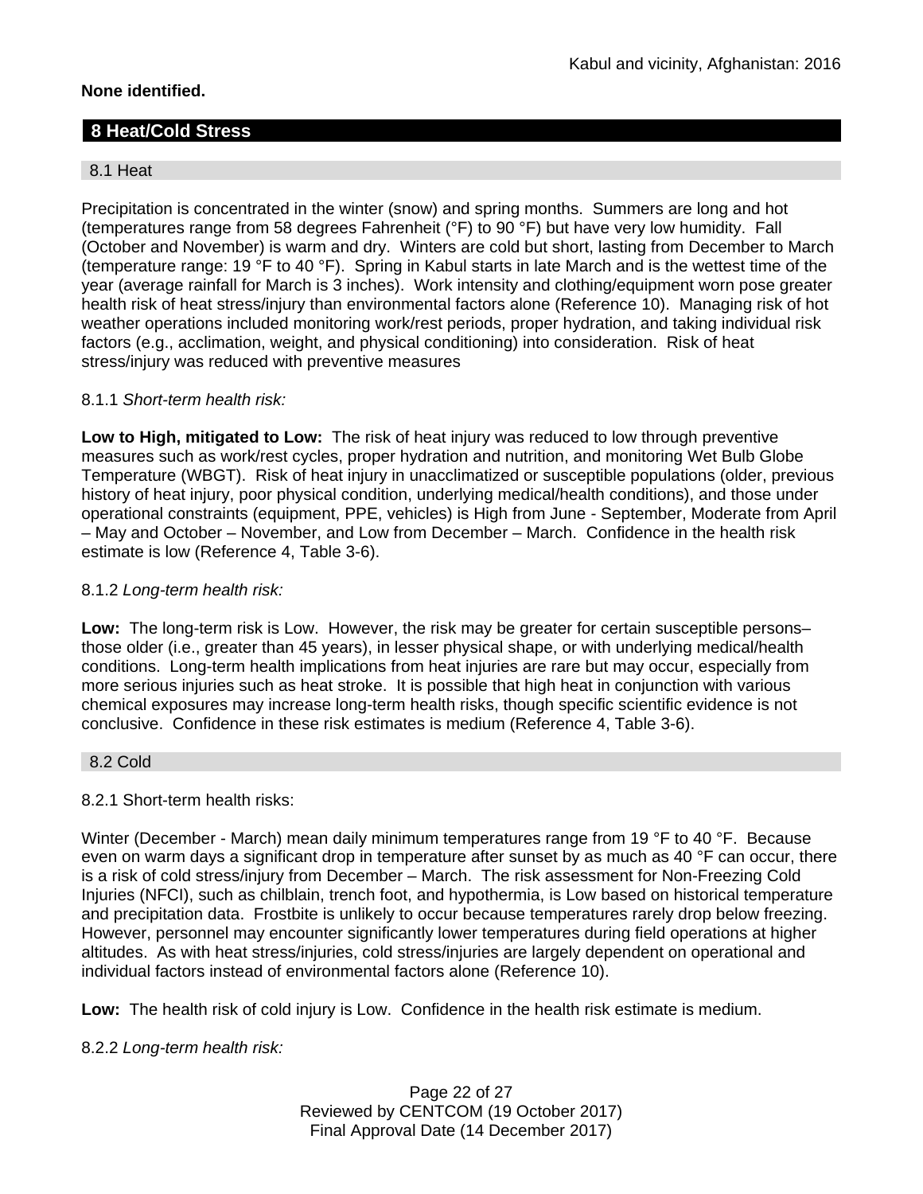**None identified.**

## 8 Heat/Cold Stress

### 8.1 Heat

Precipitation is concentrated in the winter (snow) and spring months. Summers are long and hot (temperatures range from 58 degrees Fahrenheit (°F) to 90 °F) but have very low humidity. Fall (October and November) is warm and dry. Winters are cold but short, lasting from December to March (temperature range: 19 °F to 40 °F). Spring in Kabul starts in late March and is the wettest time of the year (average rainfall for March is 3 inches). Work intensity and clothing/equipment worn pose greater health risk of heat stress/injury than environmental factors alone (Reference 10). Managing risk of hot weather operations included monitoring work/rest periods, proper hydration, and taking individual risk factors (e.g., acclimation, weight, and physical conditioning) into consideration. Risk of heat stress/injury was reduced with preventive measures

8.1.1 *Short-term health risk:*

**Low to High, mitigated to Low:** The risk of heat injury was reduced to low through preventive measures such as work/rest cycles, proper hydration and nutrition, and monitoring Wet Bulb Globe Temperature (WBGT). Risk of heat injury in unacclimatized or susceptible populations (older, previous history of heat injury, poor physical condition, underlying medical/health conditions), and those under operational constraints (equipment, PPE, vehicles) is High from June - September, Moderate from April – May and October – November, and Low from December – March. Confidence in the health risk estimate is low (Reference 4, Table 3-6).

8.1.2 *Long-term health risk:*

**Low:** The long-term risk is Low. However, the risk may be greater for certain susceptible persons– those older (i.e., greater than 45 years), in lesser physical shape, or with underlying medical/health conditions. Long-term health implications from heat injuries are rare but may occur, especially from more serious injuries such as heat stroke. It is possible that high heat in conjunction with various chemical exposures may increase long-term health risks, though specific scientific evidence is not conclusive. Confidence in these risk estimates is medium (Reference 4, Table 3-6).

### 8.2 Cold

8.2.1 Short-term health risks:

Winter (December - March) mean daily minimum temperatures range from 19 °F to 40 °F. Because even on warm days a significant drop in temperature after sunset by as much as 40 °F can occur, there is a risk of cold stress/injury from December – March. The risk assessment for Non-Freezing Cold Injuries (NFCI), such as chilblain, trench foot, and hypothermia, is Low based on historical temperature and precipitation data. Frostbite is unlikely to occur because temperatures rarely drop below freezing. However, personnel may encounter significantly lower temperatures during field operations at higher altitudes. As with heat stress/injuries, cold stress/injuries are largely dependent on operational and individual factors instead of environmental factors alone (Reference 10).

**Low:** The health risk of cold injury is Low. Confidence in the health risk estimate is medium.

8.2.2 *Long-term health risk:*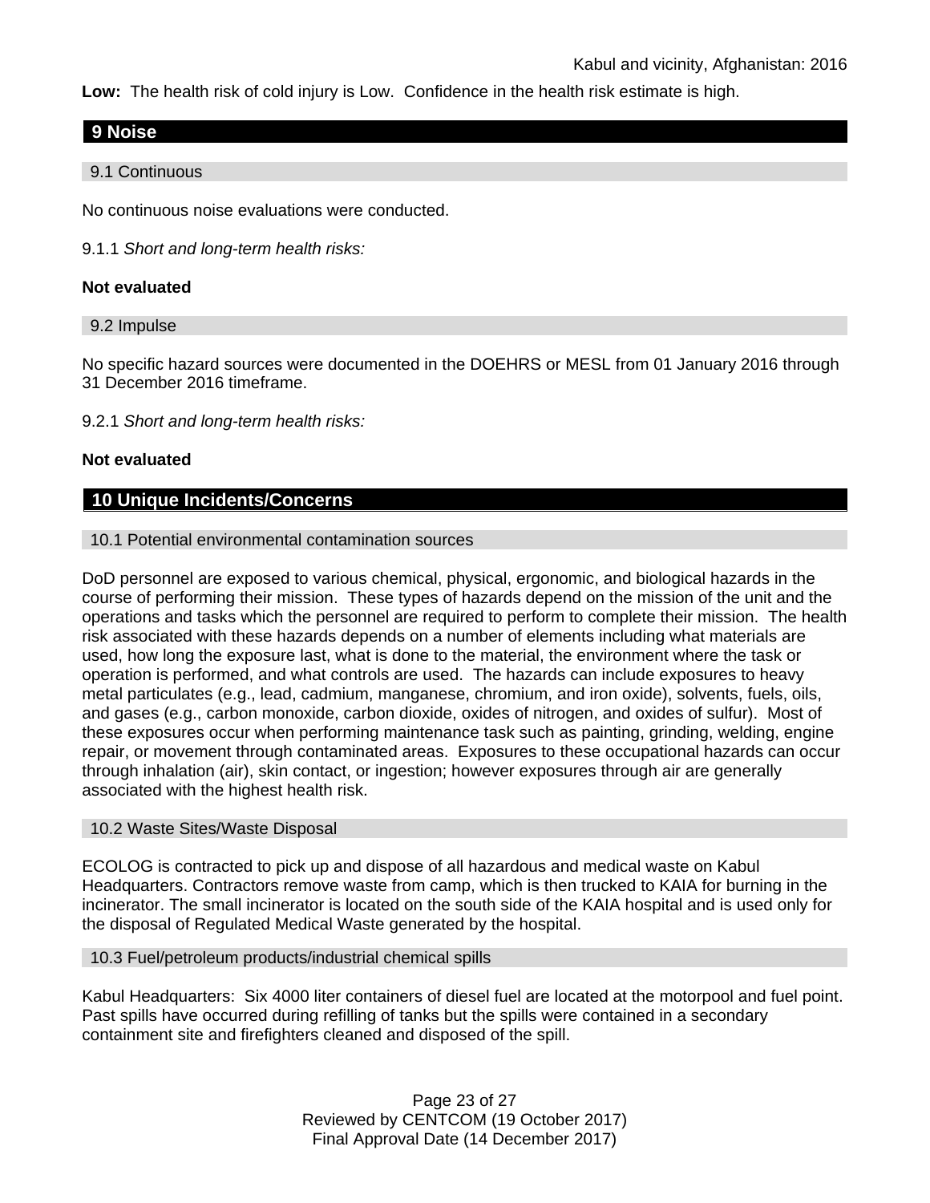**Low:** The health risk of cold injury is Low. Confidence in the health risk estimate is high.

## 9 Noise

### 9.1 Continuous

No continuous noise evaluations were conducted.

9.1.1 *Short and long-term health risks:*

**Not evaluated**

### 9.2 Impulse

No specific hazard sources were documented in the DOEHRS or MESL from 01 January 2016 through 31 December 2016 timeframe.

9.2.1 *Short and long-term health risks:*

**Not evaluated**

## 10 Unique Incidents/Concerns

### 10.1 Potential environmental contamination sources

DoD personnel are exposed to various chemical, physical, ergonomic, and biological hazards in the course of performing their mission. These types of hazards depend on the mission of the unit and the operations and tasks which the personnel are required to perform to complete their mission. The health risk associated with these hazards depends on a number of elements including what materials are used, how long the exposure last, what is done to the material, the environment where the task or operation is performed, and what controls are used. The hazards can include exposures to heavy metal particulates (e.g., lead, cadmium, manganese, chromium, and iron oxide), solvents, fuels, oils, and gases (e.g., carbon monoxide, carbon dioxide, oxides of nitrogen, and oxides of sulfur). Most of these exposures occur when performing maintenance task such as painting, grinding, welding, engine repair, or movement through contaminated areas. Exposures to these occupational hazards can occur through inhalation (air), skin contact, or ingestion; however exposures through air are generally associated with the highest health risk.

### 10.2 Waste Sites/Waste Disposal

ECOLOG is contracted to pick up and dispose of all hazardous and medical waste on Kabul Headquarters. Contractors remove waste from camp, which is then trucked to KAIA for burning in the incinerator. The small incinerator is located on the south side of the KAIA hospital and is used only for the disposal of Regulated Medical Waste generated by the hospital.

### 10.3 Fuel/petroleum products/industrial chemical spills

Kabul Headquarters: Six 4000 liter containers of diesel fuel are located at the motorpool and fuel point. Past spills have occurred during refilling of tanks but the spills were contained in a secondary containment site and firefighters cleaned and disposed of the spill.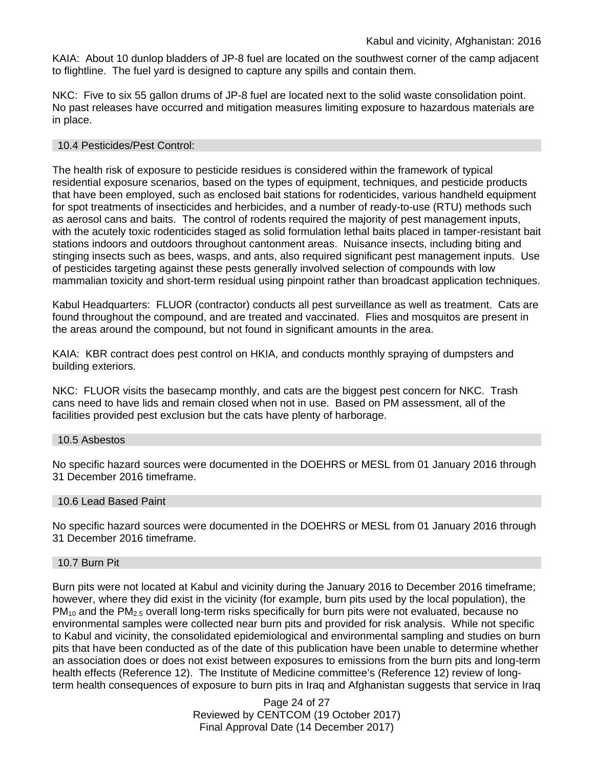KAIA: About 10 dunlop bladders of JP-8 fuel are located on the southwest corner of the camp adjacent to flightline. The fuel yard is designed to capture any spills and contain them.

NKC: Five to six 55 gallon drums of JP-8 fuel are located next to the solid waste consolidation point. No past releases have occurred and mitigation measures limiting exposure to hazardous materials are in place.

### 10.4 Pesticides/Pest Control:

The health risk of exposure to pesticide residues is considered within the framework of typical residential exposure scenarios, based on the types of equipment, techniques, and pesticide products that have been employed, such as enclosed bait stations for rodenticides, various handheld equipment for spot treatments of insecticides and herbicides, and a number of ready-to-use (RTU) methods such as aerosol cans and baits. The control of rodents required the majority of pest management inputs, with the acutely toxic rodenticides staged as solid formulation lethal baits placed in tamper-resistant bait stations indoors and outdoors throughout cantonment areas. Nuisance insects, including biting and stinging insects such as bees, wasps, and ants, also required significant pest management inputs. Use of pesticides targeting against these pests generally involved selection of compounds with low mammalian toxicity and short-term residual using pinpoint rather than broadcast application techniques.

Kabul Headquarters: FLUOR (contractor) conducts all pest surveillance as well as treatment. Cats are found throughout the compound, and are treated and vaccinated. Flies and mosquitos are present in the areas around the compound, but not found in significant amounts in the area.

KAIA: KBR contract does pest control on HKIA, and conducts monthly spraying of dumpsters and building exteriors.

NKC: FLUOR visits the basecamp monthly, and cats are the biggest pest concern for NKC. Trash cans need to have lids and remain closed when not in use. Based on PM assessment, all of the facilities provided pest exclusion but the cats have plenty of harborage.

### 10.5 Asbestos

No specific hazard sources were documented in the DOEHRS or MESL from 01 January 2016 through 31 December 2016 timeframe.

### 10.6 Lead Based Paint

No specific hazard sources were documented in the DOEHRS or MESL from 01 January 2016 through 31 December 2016 timeframe.

### 10.7 Burn Pit

Burn pits were not located at Kabul and vicinity during the January 2016 to December 2016 timeframe; however, where they did exist in the vicinity (for example, burn pits used by the local population), the $PM_{10}$ and the $PM_{2.5}$ overall long-term risks specifically for burn pits were not evaluated, because no environmental samples were collected near burn pits and provided for risk analysis. While not specific to Kabul and vicinity, the consolidated epidemiological and environmental sampling and studies on burn pits that have been conducted as of the date of this publication have been unable to determine whether an association does or does not exist between exposures to emissions from the burn pits and long-term health effects (Reference 12). The Institute of Medicine committee's (Reference 12) review of long-term health consequences of exposure to burn pits in Iraq and Afghanistan suggests that service in Iraq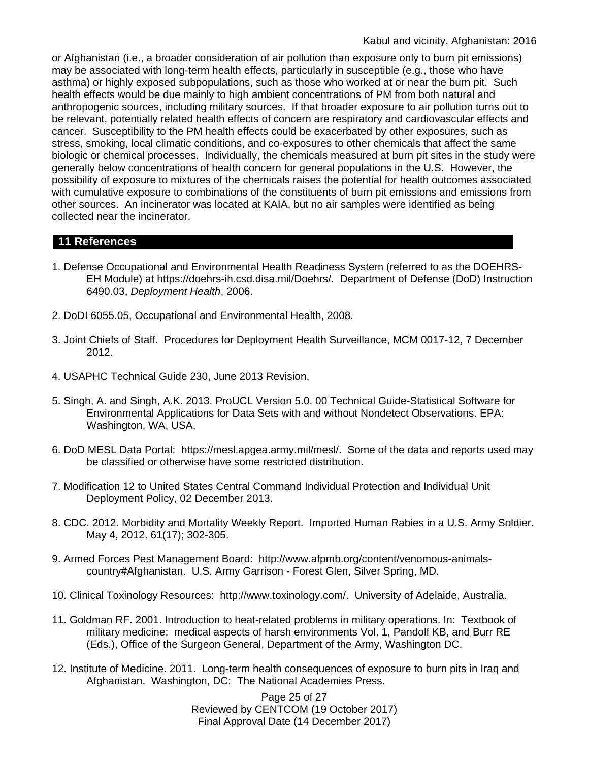or Afghanistan (i.e., a broader consideration of air pollution than exposure only to burn pit emissions) may be associated with long-term health effects, particularly in susceptible (e.g., those who have asthma) or highly exposed subpopulations, such as those who worked at or near the burn pit. Such health effects would be due mainly to high ambient concentrations of PM from both natural and anthropogenic sources, including military sources. If that broader exposure to air pollution turns out to be relevant, potentially related health effects of concern are respiratory and cardiovascular effects and cancer. Susceptibility to the PM health effects could be exacerbated by other exposures, such as stress, smoking, local climatic conditions, and co-exposures to other chemicals that affect the same biologic or chemical processes. Individually, the chemicals measured at burn pit sites in the study were generally below concentrations of health concern for general populations in the U.S. However, the possibility of exposure to mixtures of the chemicals raises the potential for health outcomes associated with cumulative exposure to combinations of the constituents of burn pit emissions and emissions from other sources. An incinerator was located at KAIA, but no air samples were identified as being collected near the incinerator.

## 11 References

1. Defense Occupational and Environmental Health Readiness System (referred to as the DOEHRS-EH Module) at https://doehrs-ih.csd.disa.mil/Doehrs/. Department of Defense (DoD) Instruction 6490.03, *Deployment Health*, 2006.

2. DoDI 6055.05, Occupational and Environmental Health, 2008.

3. Joint Chiefs of Staff. Procedures for Deployment Health Surveillance, MCM 0017-12, 7 December 2012.

4. USAPHC Technical Guide 230, June 2013 Revision.

5. Singh, A. and Singh, A.K. 2013. ProUCL Version 5.0. 00 Technical Guide-Statistical Software for Environmental Applications for Data Sets with and without Nondetect Observations. EPA: Washington, WA, USA.

6. DoD MESL Data Portal: https://mesl.apgea.army.mil/mesl/. Some of the data and reports used may be classified or otherwise have some restricted distribution.

7. Modification 12 to United States Central Command Individual Protection and Individual Unit Deployment Policy, 02 December 2013.

8. CDC. 2012. Morbidity and Mortality Weekly Report. Imported Human Rabies in a U.S. Army Soldier. May 4, 2012. 61(17); 302-305.

9. Armed Forces Pest Management Board: http://www.afpmb.org/content/venomous-animals-country#Afghanistan. U.S. Army Garrison - Forest Glen, Silver Spring, MD.

10. Clinical Toxinology Resources: http://www.toxinology.com/. University of Adelaide, Australia.

11. Goldman RF. 2001. Introduction to heat-related problems in military operations. In: Textbook of military medicine: medical aspects of harsh environments Vol. 1, Pandolf KB, and Burr RE (Eds.), Office of the Surgeon General, Department of the Army, Washington DC.

12. Institute of Medicine. 2011. Long-term health consequences of exposure to burn pits in Iraq and Afghanistan. Washington, DC: The National Academies Press.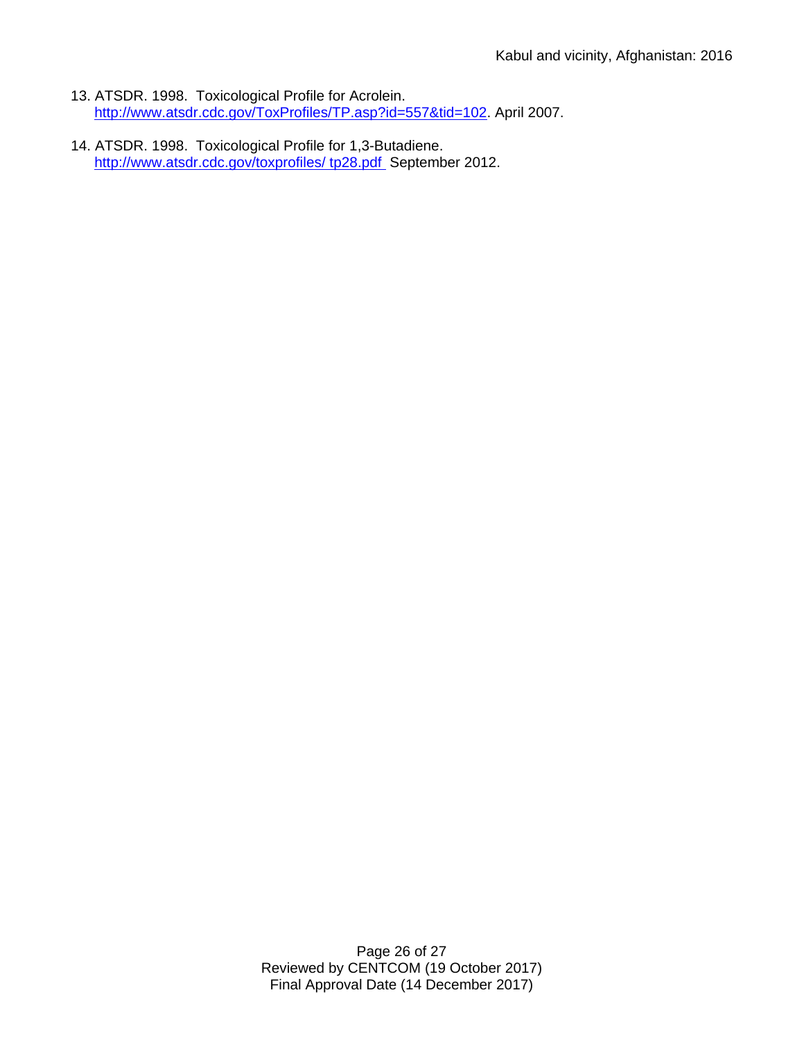13. ATSDR. 1998. Toxicological Profile for Acrolein. http://www.atsdr.cdc.gov/ToxProfiles/TP.asp?id=557&tid=102. April 2007.

14. ATSDR. 1998. Toxicological Profile for 1,3-Butadiene. http://www.atsdr.cdc.gov/toxprofiles/ tp28.pdf September 2012.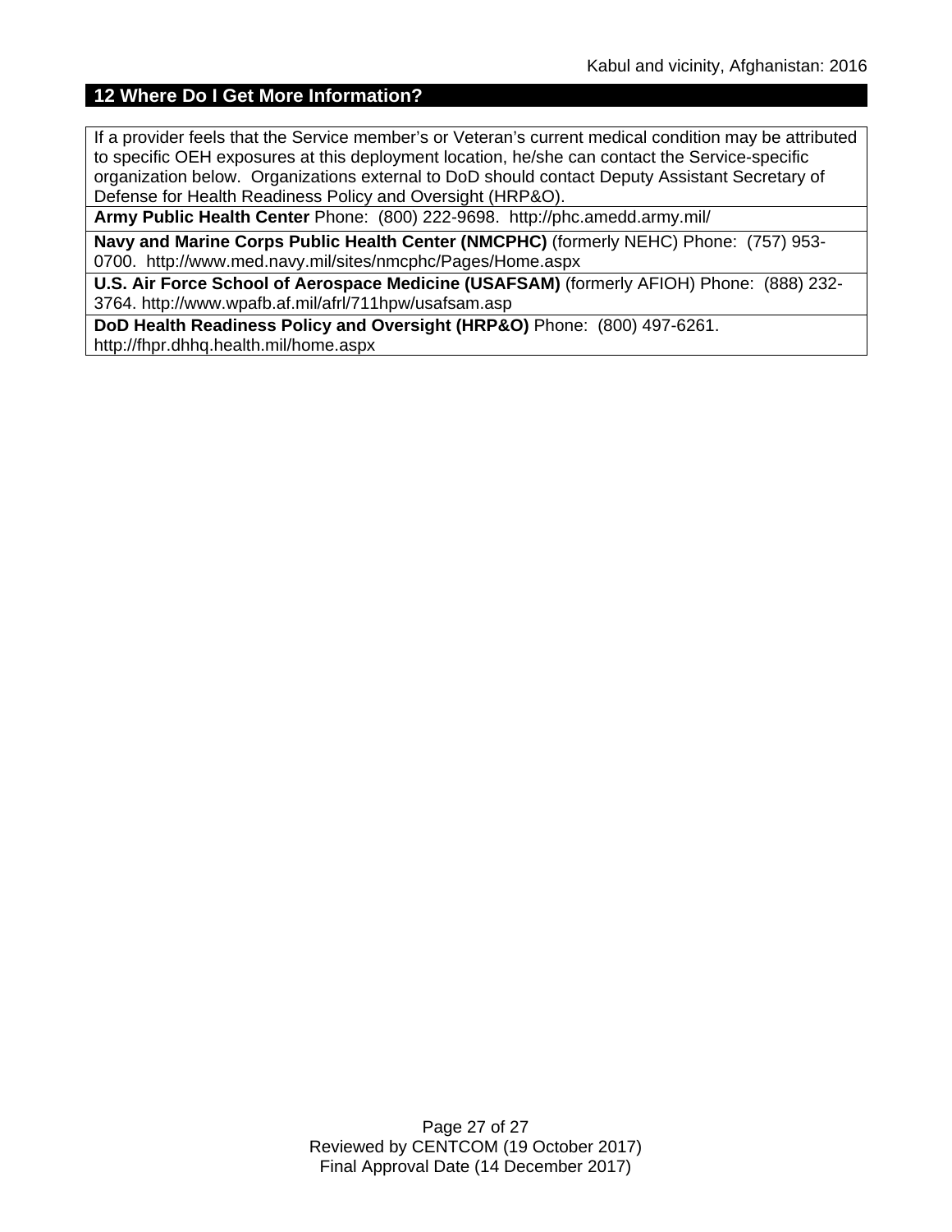## 12 Where Do I Get More Information?

| |
|---|
| If a provider feels that the Service member's or Veteran's current medical condition may be attributed to specific OEH exposures at this deployment location, he/she can contact the Service-specific organization below. Organizations external to DoD should contact Deputy Assistant Secretary of Defense for Health Readiness Policy and Oversight (HRP&O). |
| **Army Public Health Center** Phone: (800) 222-9698. http://phc.amedd.army.mil/ |
| **Navy and Marine Corps Public Health Center (NMCPHC)** (formerly NEHC) Phone: (757) 953-0700. http://www.med.navy.mil/sites/nmcphc/Pages/Home.aspx |
| **U.S. Air Force School of Aerospace Medicine (USAFSAM)** (formerly AFIOH) Phone: (888) 232-3764. http://www.wpafb.af.mil/afrl/711hpw/usafsam.asp |
| **DoD Health Readiness Policy and Oversight (HRP&O)** Phone: (800) 497-6261. http://fhpr.dhhq.health.mil/home.aspx |